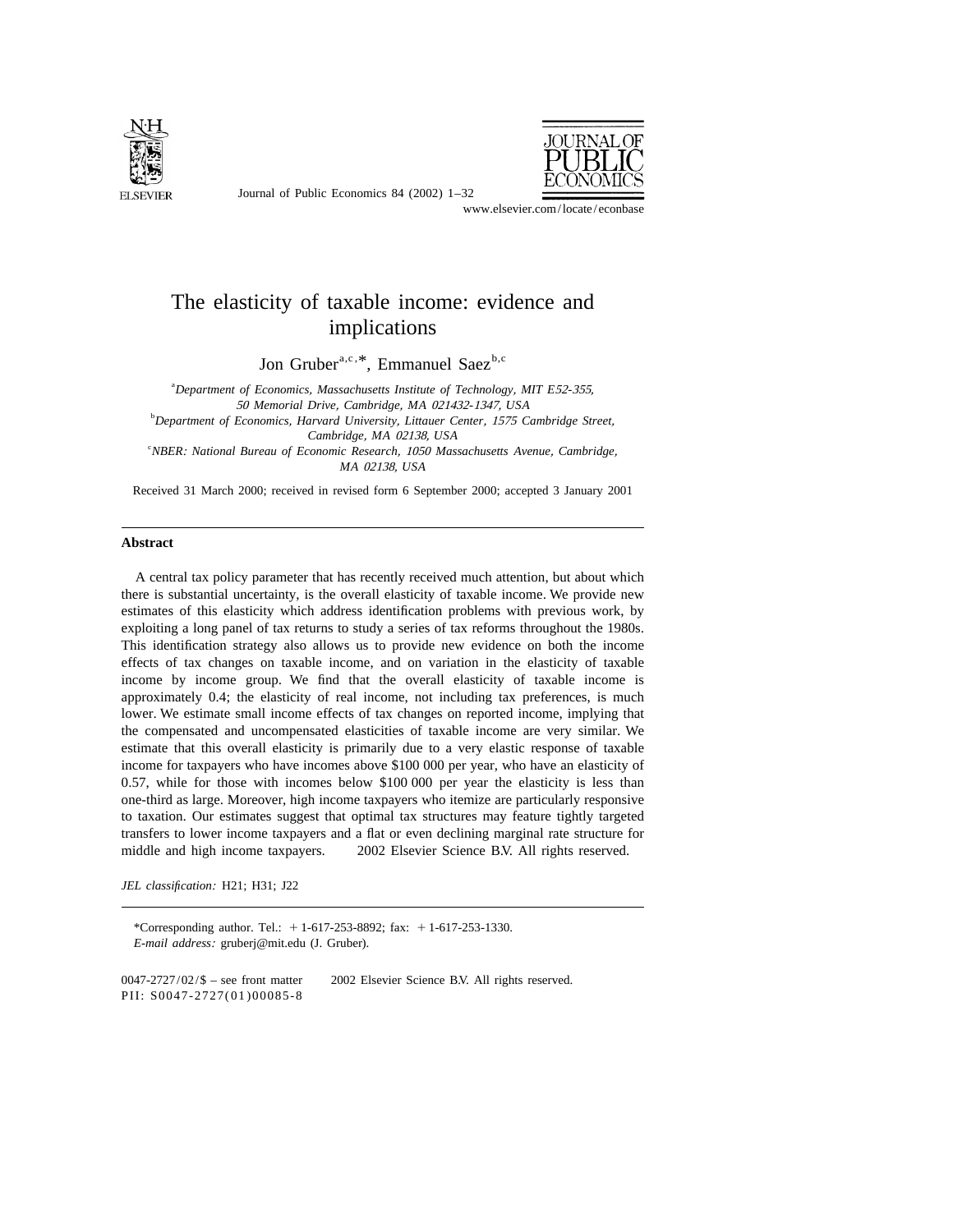# The elasticity of taxable income: evidence and implications

Jon Gruber[a,c,*], Emmanuel Saez[b,c]

[a]*Department of Economics, Massachusetts Institute of Technology, MIT E52-355, 50 Memorial Drive, Cambridge, MA 021432-1347, USA*

[b]*Department of Economics, Harvard University, Littauer Center, 1575 Cambridge Street, Cambridge, MA 02138, USA*

[c]*NBER: National Bureau of Economic Research, 1050 Massachusetts Avenue, Cambridge, MA 02138, USA*

Received 31 March 2000; received in revised form 6 September 2000; accepted 3 January 2001

## Abstract

A central tax policy parameter that has recently received much attention, but about which there is substantial uncertainty, is the overall elasticity of taxable income. We provide new estimates of this elasticity which address identification problems with previous work, by exploiting a long panel of tax returns to study a series of tax reforms throughout the 1980s. This identification strategy also allows us to provide new evidence on both the income effects of tax changes on taxable income, and on variation in the elasticity of taxable income by income group. We find that the overall elasticity of taxable income is approximately 0.4; the elasticity of real income, not including tax preferences, is much lower. We estimate small income effects of tax changes on reported income, implying that the compensated and uncompensated elasticities of taxable income are very similar. We estimate that this overall elasticity is primarily due to a very elastic response of taxable income for taxpayers who have incomes above $100 000 per year, who have an elasticity of 0.57, while for those with incomes below $100 000 per year the elasticity is less than one-third as large. Moreover, high income taxpayers who itemize are particularly responsive to taxation. Our estimates suggest that optimal tax structures may feature tightly targeted transfers to lower income taxpayers and a flat or even declining marginal rate structure for middle and high income taxpayers. © 2002 Elsevier Science B.V. All rights reserved.

*JEL classification:* H21; H31; J22

*Corresponding author. Tel.: +1-617-253-8892; fax: +1-617-253-1330.
*E-mail address:* gruberj@mit.edu (J. Gruber).

0047-2727/02/$ – see front matter © 2002 Elsevier Science B.V. All rights reserved.
PII: S0047-2727(01)00085-8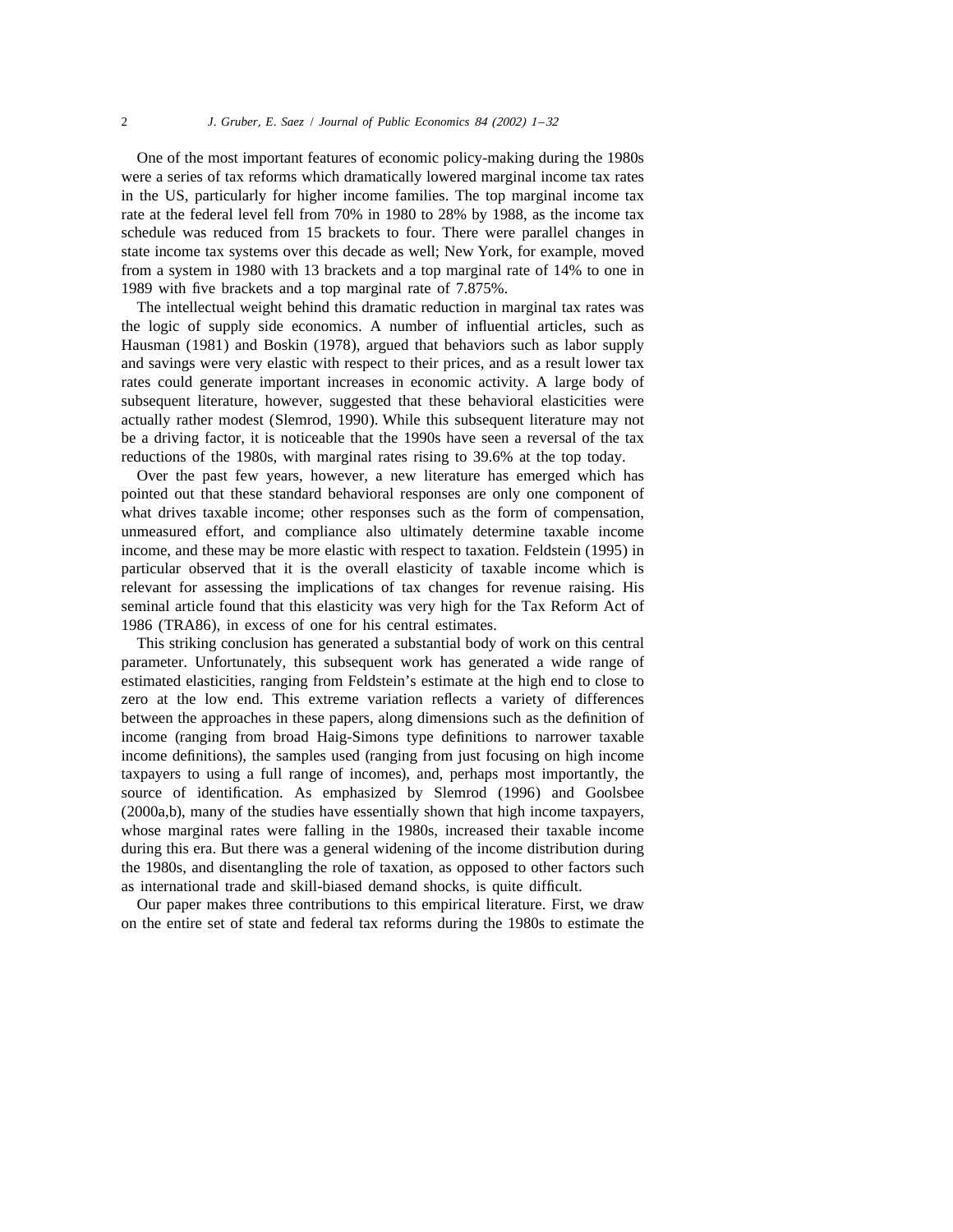One of the most important features of economic policy-making during the 1980s were a series of tax reforms which dramatically lowered marginal income tax rates in the US, particularly for higher income families. The top marginal income tax rate at the federal level fell from 70% in 1980 to 28% by 1988, as the income tax schedule was reduced from 15 brackets to four. There were parallel changes in state income tax systems over this decade as well; New York, for example, moved from a system in 1980 with 13 brackets and a top marginal rate of 14% to one in 1989 with five brackets and a top marginal rate of 7.875%.

The intellectual weight behind this dramatic reduction in marginal tax rates was the logic of supply side economics. A number of influential articles, such as Hausman (1981) and Boskin (1978), argued that behaviors such as labor supply and savings were very elastic with respect to their prices, and as a result lower tax rates could generate important increases in economic activity. A large body of subsequent literature, however, suggested that these behavioral elasticities were actually rather modest (Slemrod, 1990). While this subsequent literature may not be a driving factor, it is noticeable that the 1990s have seen a reversal of the tax reductions of the 1980s, with marginal rates rising to 39.6% at the top today.

Over the past few years, however, a new literature has emerged which has pointed out that these standard behavioral responses are only one component of what drives taxable income; other responses such as the form of compensation, unmeasured effort, and compliance also ultimately determine taxable income income, and these may be more elastic with respect to taxation. Feldstein (1995) in particular observed that it is the overall elasticity of taxable income which is relevant for assessing the implications of tax changes for revenue raising. His seminal article found that this elasticity was very high for the Tax Reform Act of 1986 (TRA86), in excess of one for his central estimates.

This striking conclusion has generated a substantial body of work on this central parameter. Unfortunately, this subsequent work has generated a wide range of estimated elasticities, ranging from Feldstein's estimate at the high end to close to zero at the low end. This extreme variation reflects a variety of differences between the approaches in these papers, along dimensions such as the definition of income (ranging from broad Haig-Simons type definitions to narrower taxable income definitions), the samples used (ranging from just focusing on high income taxpayers to using a full range of incomes), and, perhaps most importantly, the source of identification. As emphasized by Slemrod (1996) and Goolsbee (2000a,b), many of the studies have essentially shown that high income taxpayers, whose marginal rates were falling in the 1980s, increased their taxable income during this era. But there was a general widening of the income distribution during the 1980s, and disentangling the role of taxation, as opposed to other factors such as international trade and skill-biased demand shocks, is quite difficult.

Our paper makes three contributions to this empirical literature. First, we draw on the entire set of state and federal tax reforms during the 1980s to estimate the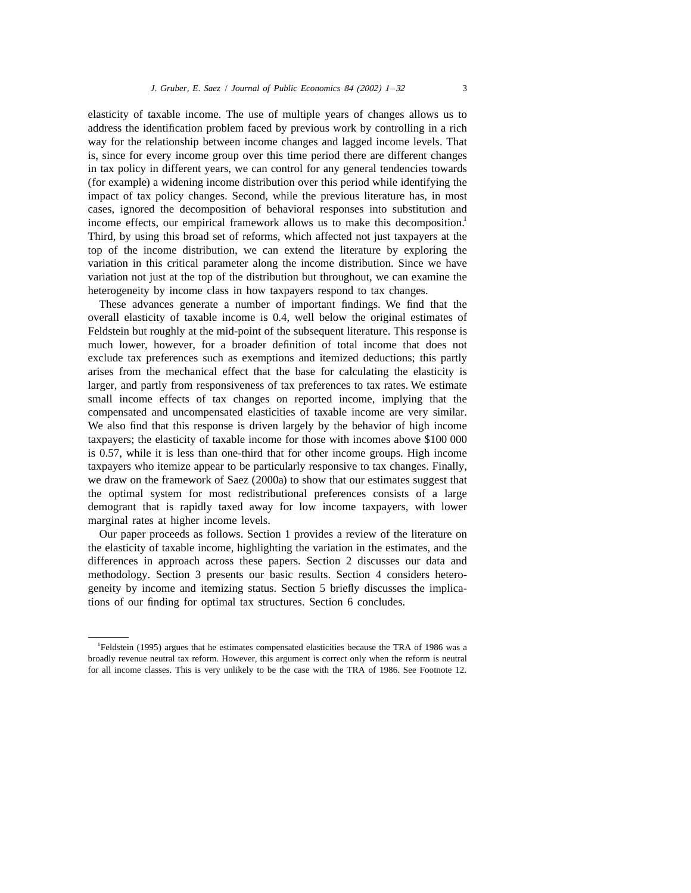elasticity of taxable income. The use of multiple years of changes allows us to address the identification problem faced by previous work by controlling in a rich way for the relationship between income changes and lagged income levels. That is, since for every income group over this time period there are different changes in tax policy in different years, we can control for any general tendencies towards (for example) a widening income distribution over this period while identifying the impact of tax policy changes. Second, while the previous literature has, in most cases, ignored the decomposition of behavioral responses into substitution and income effects, our empirical framework allows us to make this decomposition.[1] Third, by using this broad set of reforms, which affected not just taxpayers at the top of the income distribution, we can extend the literature by exploring the variation in this critical parameter along the income distribution. Since we have variation not just at the top of the distribution but throughout, we can examine the heterogeneity by income class in how taxpayers respond to tax changes.

These advances generate a number of important findings. We find that the overall elasticity of taxable income is 0.4, well below the original estimates of Feldstein but roughly at the mid-point of the subsequent literature. This response is much lower, however, for a broader definition of total income that does not exclude tax preferences such as exemptions and itemized deductions; this partly arises from the mechanical effect that the base for calculating the elasticity is larger, and partly from responsiveness of tax preferences to tax rates. We estimate small income effects of tax changes on reported income, implying that the compensated and uncompensated elasticities of taxable income are very similar. We also find that this response is driven largely by the behavior of high income taxpayers; the elasticity of taxable income for those with incomes above \$100 000 is 0.57, while it is less than one-third that for other income groups. High income taxpayers who itemize appear to be particularly responsive to tax changes. Finally, we draw on the framework of Saez (2000a) to show that our estimates suggest that the optimal system for most redistributional preferences consists of a large demogrant that is rapidly taxed away for low income taxpayers, with lower marginal rates at higher income levels.

Our paper proceeds as follows. Section 1 provides a review of the literature on the elasticity of taxable income, highlighting the variation in the estimates, and the differences in approach across these papers. Section 2 discusses our data and methodology. Section 3 presents our basic results. Section 4 considers heterogeneity by income and itemizing status. Section 5 briefly discusses the implications of our finding for optimal tax structures. Section 6 concludes.

---

[1] Feldstein (1995) argues that he estimates compensated elasticities because the TRA of 1986 was a broadly revenue neutral tax reform. However, this argument is correct only when the reform is neutral for all income classes. This is very unlikely to be the case with the TRA of 1986. See Footnote 12.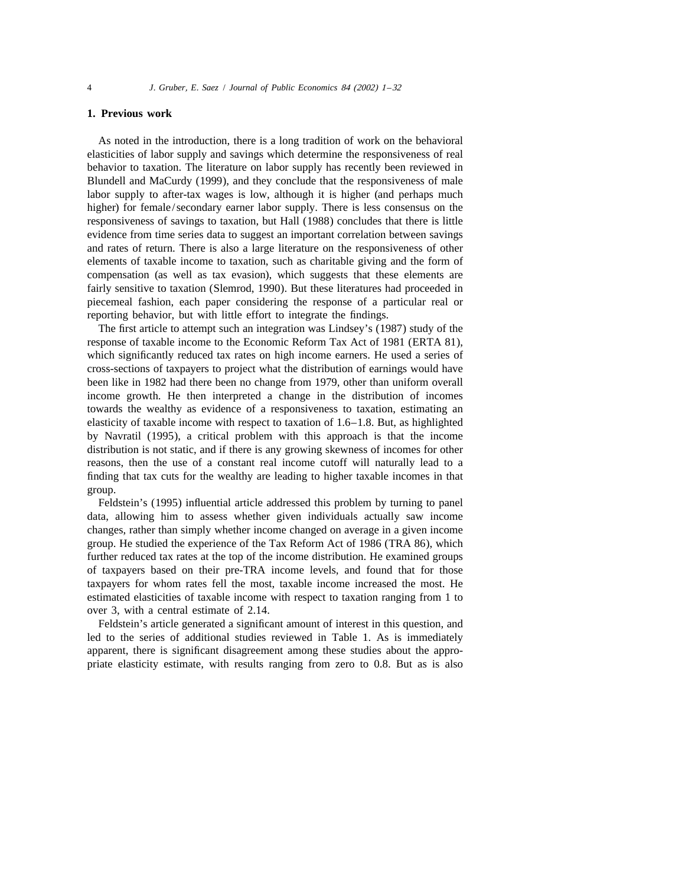## 1. Previous work

As noted in the introduction, there is a long tradition of work on the behavioral elasticities of labor supply and savings which determine the responsiveness of real behavior to taxation. The literature on labor supply has recently been reviewed in Blundell and MaCurdy (1999), and they conclude that the responsiveness of male labor supply to after-tax wages is low, although it is higher (and perhaps much higher) for female/secondary earner labor supply. There is less consensus on the responsiveness of savings to taxation, but Hall (1988) concludes that there is little evidence from time series data to suggest an important correlation between savings and rates of return. There is also a large literature on the responsiveness of other elements of taxable income to taxation, such as charitable giving and the form of compensation (as well as tax evasion), which suggests that these elements are fairly sensitive to taxation (Slemrod, 1990). But these literatures had proceeded in piecemeal fashion, each paper considering the response of a particular real or reporting behavior, but with little effort to integrate the findings.

The first article to attempt such an integration was Lindsey's (1987) study of the response of taxable income to the Economic Reform Tax Act of 1981 (ERTA 81), which significantly reduced tax rates on high income earners. He used a series of cross-sections of taxpayers to project what the distribution of earnings would have been like in 1982 had there been no change from 1979, other than uniform overall income growth. He then interpreted a change in the distribution of incomes towards the wealthy as evidence of a responsiveness to taxation, estimating an elasticity of taxable income with respect to taxation of 1.6–1.8. But, as highlighted by Navratil (1995), a critical problem with this approach is that the income distribution is not static, and if there is any growing skewness of incomes for other reasons, then the use of a constant real income cutoff will naturally lead to a finding that tax cuts for the wealthy are leading to higher taxable incomes in that group.

Feldstein's (1995) influential article addressed this problem by turning to panel data, allowing him to assess whether given individuals actually saw income changes, rather than simply whether income changed on average in a given income group. He studied the experience of the Tax Reform Act of 1986 (TRA 86), which further reduced tax rates at the top of the income distribution. He examined groups of taxpayers based on their pre-TRA income levels, and found that for those taxpayers for whom rates fell the most, taxable income increased the most. He estimated elasticities of taxable income with respect to taxation ranging from 1 to over 3, with a central estimate of 2.14.

Feldstein's article generated a significant amount of interest in this question, and led to the series of additional studies reviewed in Table 1. As is immediately apparent, there is significant disagreement among these studies about the appropriate elasticity estimate, with results ranging from zero to 0.8. But as is also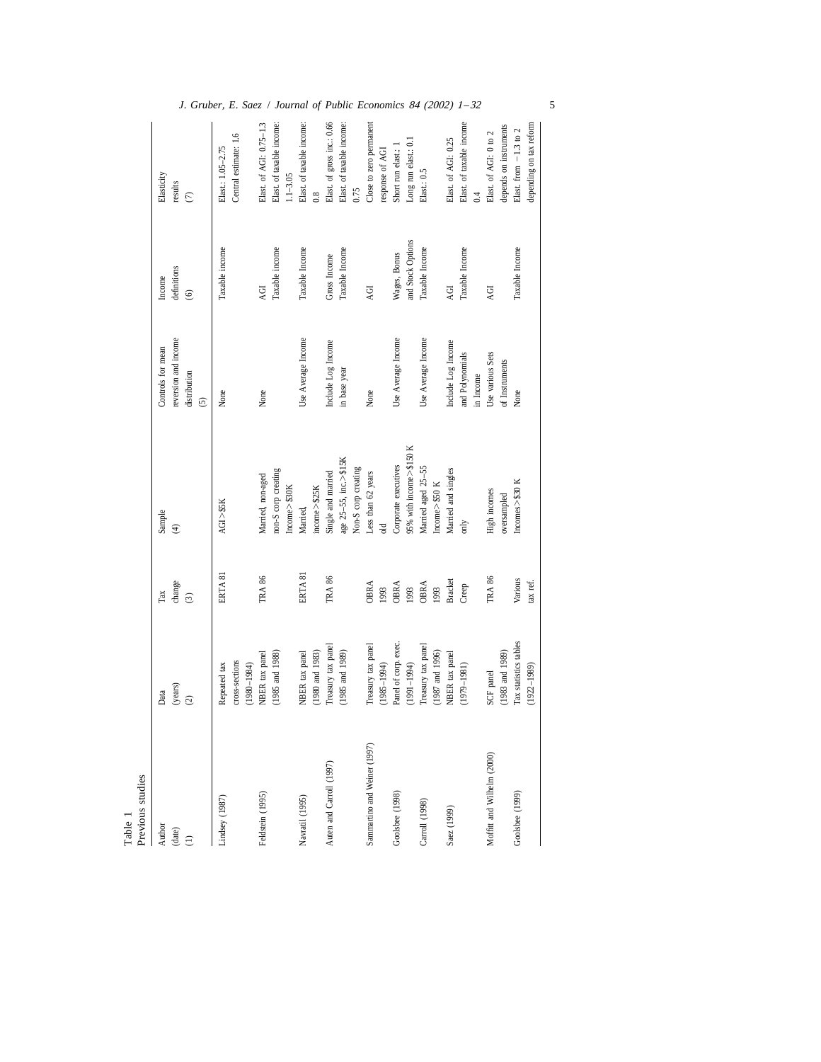Table 1
Previous studies

| Author (date) (1) | Data (years) (2) | Tax change (3) | Sample (4) | Controls for mean reversion and income distribution (5) | Income definitions (6) | Elasticity results (7) |
|---|---|---|---|---|---|---|
| Lindsey (1987) | Repeated tax cross-sections (1980–1984) | ERTA 81 | AGI > $5K | None | Taxable income | Elast.: 1.05–2.75 Central estimate: 1.6 |
| Feldstein (1995) | NBER tax panel (1985 and 1988) | TRA 86 | Married, non-aged non-S corp creating Income > $30K | None | AGI Taxable income | Elast. of AGI: 0.75–1.3 Elast. of taxable income: 1.1–3.05 |
| Navratil (1995) | NBER tax panel (1980 and 1983) | ERTA 81 | Married, income > $25K | Use Average Income | Taxable Income | Elast. of taxable income: 0.8 |
| Auten and Carroll (1997) | Treasury tax panel (1985 and 1989) | TRA 86 | Single and married age 25–55, inc. > $15K Non-S corp creating | Include Log Income in base year | Gross Income Taxable Income | Elast. of gross inc.: 0.66 Elast. of taxable income: 0.75 |
| Sammartino and Weiner (1997) | Treasury tax panel (1985–1994) | OBRA 1993 | Less than 62 years old | None | AGI | Close to zero permanent response of AGI |
| Goolsbee (1998) | Panel of corp. exec. (1991–1994) | OBRA 1993 | Corporate executives 95% with income > $150 K | Use Average Income | Wages, Bonus and Stock Options | Short run elast.: 1 Long run elast.: 0.1 |
| Carroll (1998) | Treasury tax panel (1987 and 1996) | OBRA 1993 | Married aged 25–55 Income > $50 K | Use Average Income | Taxable Income | Elast.: 0.5 |
| Saez (1999) | NBER tax panel (1979–1981) | Bracket Creep | Married and singles only | Include Log Income and Polynomials in Income | AGI Taxable Income | Elast. of AGI: 0.25 Elast. of taxable income 0.4 |
| Moffitt and Wilhelm (2000) | SCF panel (1983 and 1989) | TRA 86 | High incomes oversampled | Use various Sets of Instruments | AGI | Elast. of AGI: 0 to 2 depends on instruments |
| Goolsbee (1999) | Tax statistics tables (1922–1989) | Various tax ref. | Incomes > $30 K | None | Taxable Income | Elast. from −1.3 to 2 depending on tax reform |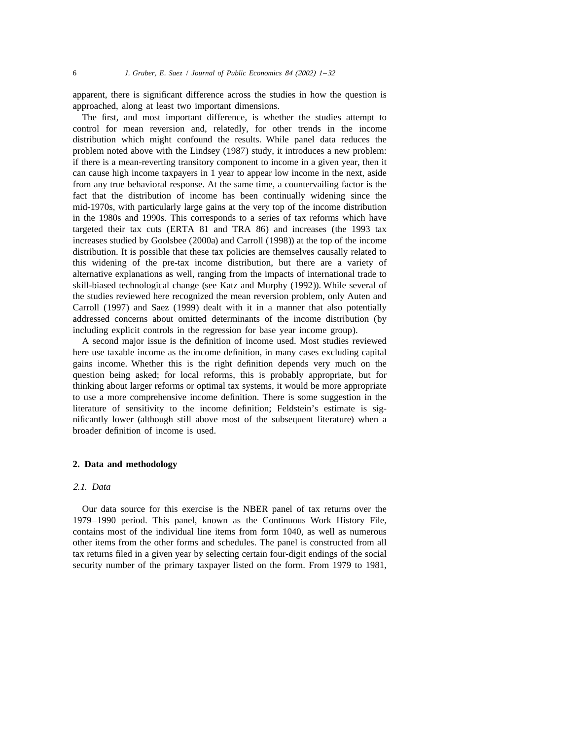apparent, there is significant difference across the studies in how the question is approached, along at least two important dimensions.

The first, and most important difference, is whether the studies attempt to control for mean reversion and, relatedly, for other trends in the income distribution which might confound the results. While panel data reduces the problem noted above with the Lindsey (1987) study, it introduces a new problem: if there is a mean-reverting transitory component to income in a given year, then it can cause high income taxpayers in 1 year to appear low income in the next, aside from any true behavioral response. At the same time, a countervailing factor is the fact that the distribution of income has been continually widening since the mid-1970s, with particularly large gains at the very top of the income distribution in the 1980s and 1990s. This corresponds to a series of tax reforms which have targeted their tax cuts (ERTA 81 and TRA 86) and increases (the 1993 tax increases studied by Goolsbee (2000a) and Carroll (1998)) at the top of the income distribution. It is possible that these tax policies are themselves causally related to this widening of the pre-tax income distribution, but there are a variety of alternative explanations as well, ranging from the impacts of international trade to skill-biased technological change (see Katz and Murphy (1992)). While several of the studies reviewed here recognized the mean reversion problem, only Auten and Carroll (1997) and Saez (1999) dealt with it in a manner that also potentially addressed concerns about omitted determinants of the income distribution (by including explicit controls in the regression for base year income group).

A second major issue is the definition of income used. Most studies reviewed here use taxable income as the income definition, in many cases excluding capital gains income. Whether this is the right definition depends very much on the question being asked; for local reforms, this is probably appropriate, but for thinking about larger reforms or optimal tax systems, it would be more appropriate to use a more comprehensive income definition. There is some suggestion in the literature of sensitivity to the income definition; Feldstein's estimate is significantly lower (although still above most of the subsequent literature) when a broader definition of income is used.

## 2. Data and methodology

### 2.1. Data

Our data source for this exercise is the NBER panel of tax returns over the 1979–1990 period. This panel, known as the Continuous Work History File, contains most of the individual line items from form 1040, as well as numerous other items from the other forms and schedules. The panel is constructed from all tax returns filed in a given year by selecting certain four-digit endings of the social security number of the primary taxpayer listed on the form. From 1979 to 1981,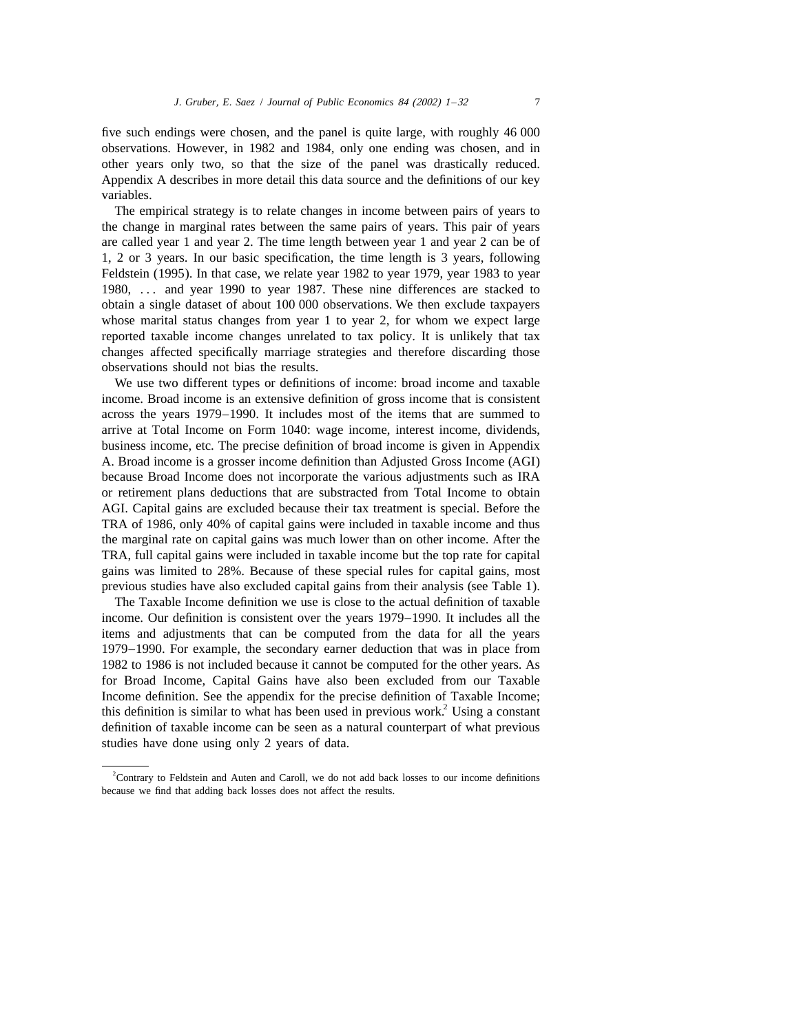five such endings were chosen, and the panel is quite large, with roughly 46 000 observations. However, in 1982 and 1984, only one ending was chosen, and in other years only two, so that the size of the panel was drastically reduced. Appendix A describes in more detail this data source and the definitions of our key variables.

The empirical strategy is to relate changes in income between pairs of years to the change in marginal rates between the same pairs of years. This pair of years are called year 1 and year 2. The time length between year 1 and year 2 can be of 1, 2 or 3 years. In our basic specification, the time length is 3 years, following Feldstein (1995). In that case, we relate year 1982 to year 1979, year 1983 to year 1980, ... and year 1990 to year 1987. These nine differences are stacked to obtain a single dataset of about 100 000 observations. We then exclude taxpayers whose marital status changes from year 1 to year 2, for whom we expect large reported taxable income changes unrelated to tax policy. It is unlikely that tax changes affected specifically marriage strategies and therefore discarding those observations should not bias the results.

We use two different types or definitions of income: broad income and taxable income. Broad income is an extensive definition of gross income that is consistent across the years 1979–1990. It includes most of the items that are summed to arrive at Total Income on Form 1040: wage income, interest income, dividends, business income, etc. The precise definition of broad income is given in Appendix A. Broad income is a grosser income definition than Adjusted Gross Income (AGI) because Broad Income does not incorporate the various adjustments such as IRA or retirement plans deductions that are substracted from Total Income to obtain AGI. Capital gains are excluded because their tax treatment is special. Before the TRA of 1986, only 40% of capital gains were included in taxable income and thus the marginal rate on capital gains was much lower than on other income. After the TRA, full capital gains were included in taxable income but the top rate for capital gains was limited to 28%. Because of these special rules for capital gains, most previous studies have also excluded capital gains from their analysis (see Table 1).

The Taxable Income definition we use is close to the actual definition of taxable income. Our definition is consistent over the years 1979–1990. It includes all the items and adjustments that can be computed from the data for all the years 1979–1990. For example, the secondary earner deduction that was in place from 1982 to 1986 is not included because it cannot be computed for the other years. As for Broad Income, Capital Gains have also been excluded from our Taxable Income definition. See the appendix for the precise definition of Taxable Income; this definition is similar to what has been used in previous work.[2] Using a constant definition of taxable income can be seen as a natural counterpart of what previous studies have done using only 2 years of data.

---

[2] Contrary to Feldstein and Auten and Caroll, we do not add back losses to our income definitions because we find that adding back losses does not affect the results.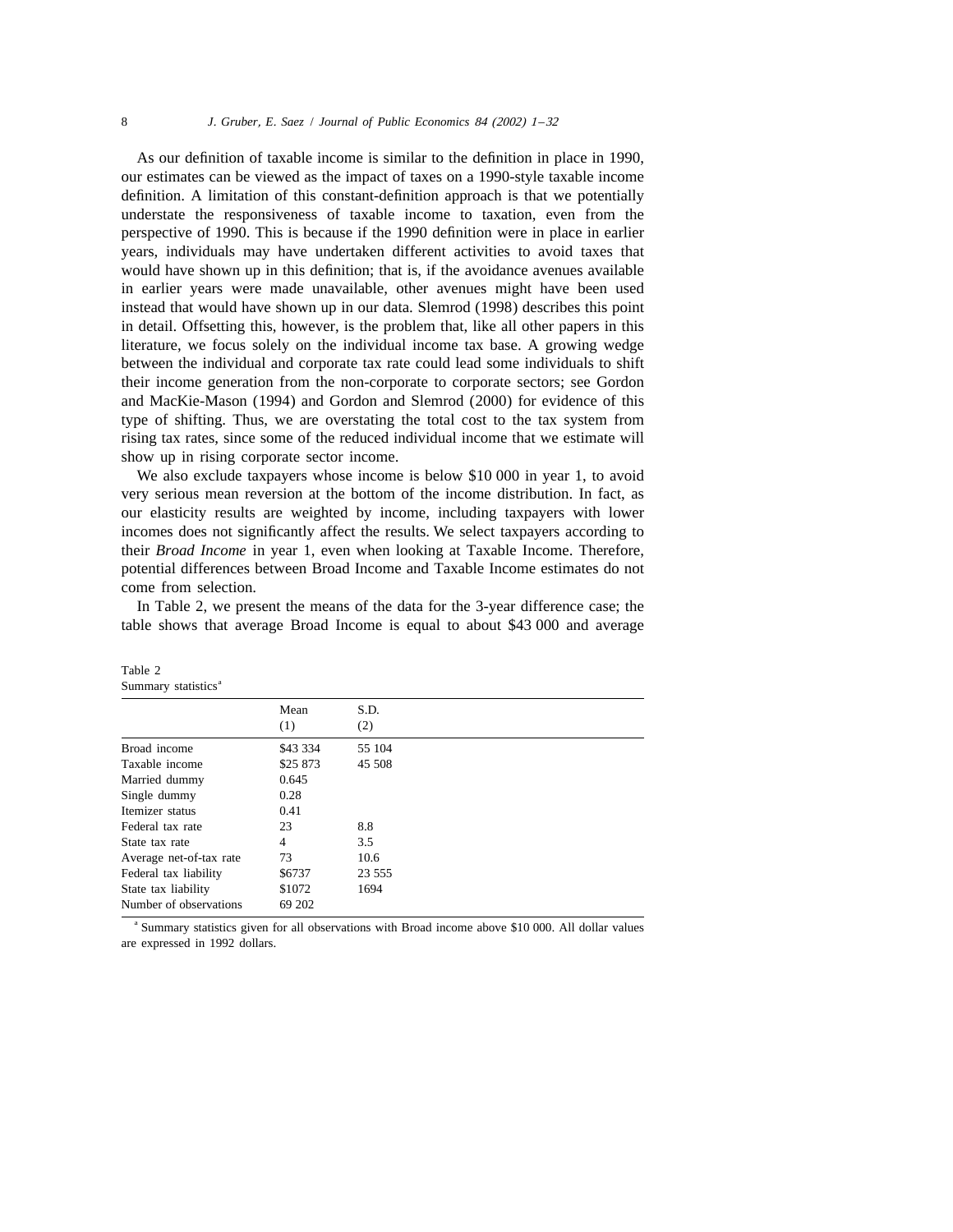As our definition of taxable income is similar to the definition in place in 1990, our estimates can be viewed as the impact of taxes on a 1990-style taxable income definition. A limitation of this constant-definition approach is that we potentially understate the responsiveness of taxable income to taxation, even from the perspective of 1990. This is because if the 1990 definition were in place in earlier years, individuals may have undertaken different activities to avoid taxes that would have shown up in this definition; that is, if the avoidance avenues available in earlier years were made unavailable, other avenues might have been used instead that would have shown up in our data. Slemrod (1998) describes this point in detail. Offsetting this, however, is the problem that, like all other papers in this literature, we focus solely on the individual income tax base. A growing wedge between the individual and corporate tax rate could lead some individuals to shift their income generation from the non-corporate to corporate sectors; see Gordon and MacKie-Mason (1994) and Gordon and Slemrod (2000) for evidence of this type of shifting. Thus, we are overstating the total cost to the tax system from rising tax rates, since some of the reduced individual income that we estimate will show up in rising corporate sector income.

We also exclude taxpayers whose income is below $10 000 in year 1, to avoid very serious mean reversion at the bottom of the income distribution. In fact, as our elasticity results are weighted by income, including taxpayers with lower incomes does not significantly affect the results. We select taxpayers according to their *Broad Income* in year 1, even when looking at Taxable Income. Therefore, potential differences between Broad Income and Taxable Income estimates do not come from selection.

In Table 2, we present the means of the data for the 3-year difference case; the table shows that average Broad Income is equal to about $43 000 and average

Table 2
Summary statistics[a]

| | Mean (1) | S.D. (2) |
|---|---|---|
| Broad income | $43 334 | 55 104 |
| Taxable income | $25 873 | 45 508 |
| Married dummy | 0.645 | |
| Single dummy | 0.28 | |
| Itemizer status | 0.41 | |
| Federal tax rate | 23 | 8.8 |
| State tax rate | 4 | 3.5 |
| Average net-of-tax rate | 73 | 10.6 |
| Federal tax liability | $6737 | 23 555 |
| State tax liability | $1072 | 1694 |
| Number of observations | 69 202 | |

[a] Summary statistics given for all observations with Broad income above $10 000. All dollar values are expressed in 1992 dollars.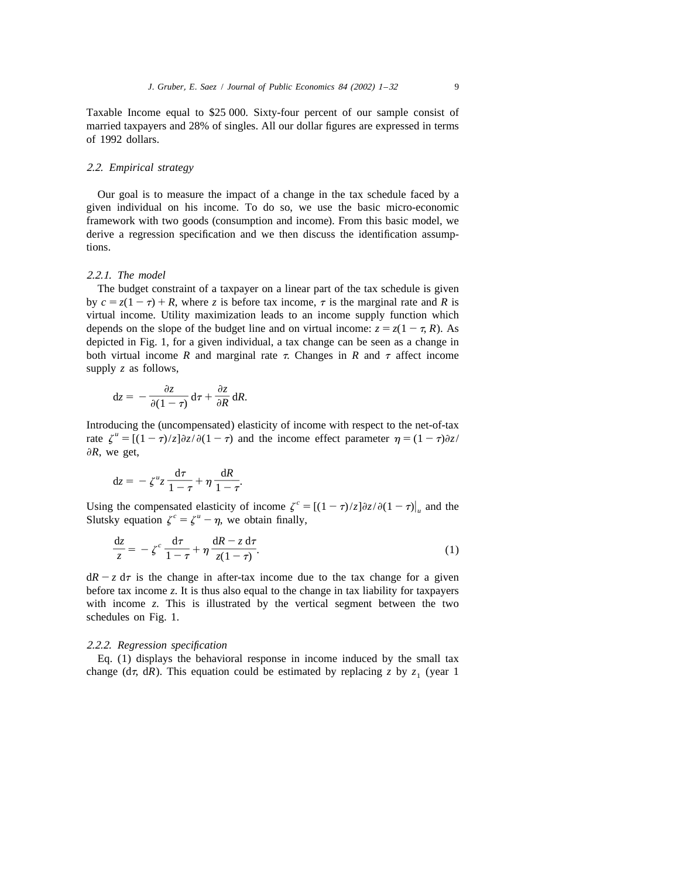Taxable Income equal to \$25 000. Sixty-four percent of our sample consist of married taxpayers and 28% of singles. All our dollar figures are expressed in terms of 1992 dollars.

### 2.2. Empirical strategy

Our goal is to measure the impact of a change in the tax schedule faced by a given individual on his income. To do so, we use the basic micro-economic framework with two goods (consumption and income). From this basic model, we derive a regression specification and we then discuss the identification assumptions.

#### 2.2.1. The model

The budget constraint of a taxpayer on a linear part of the tax schedule is given by $c = z(1-\tau) + R$, where $z$ is before tax income, $\tau$ is the marginal rate and $R$ is virtual income. Utility maximization leads to an income supply function which depends on the slope of the budget line and on virtual income: $z = z(1-\tau, R)$. As depicted in Fig. 1, for a given individual, a tax change can be seen as a change in both virtual income $R$ and marginal rate $\tau$. Changes in $R$ and $\tau$ affect income supply $z$ as follows,

$$\mathrm{d}z = -\frac{\partial z}{\partial(1-\tau)}\,\mathrm{d}\tau + \frac{\partial z}{\partial R}\,\mathrm{d}R.$$

Introducing the (uncompensated) elasticity of income with respect to the net-of-tax rate $\zeta^u = [(1-\tau)/z]\partial z/\partial(1-\tau)$ and the income effect parameter $\eta = (1-\tau)\partial z/\partial R$, we get,

$$\mathrm{d}z = -\zeta^u z\frac{\mathrm{d}\tau}{1-\tau} + \eta\frac{\mathrm{d}R}{1-\tau}.$$

Using the compensated elasticity of income $\zeta^c = [(1-\tau)/z]\partial z/\partial(1-\tau)|_u$ and the Slutsky equation $\zeta^c = \zeta^u - \eta$, we obtain finally,

$$\frac{\mathrm{d}z}{z} = -\zeta^c\frac{\mathrm{d}\tau}{1-\tau} + \eta\frac{\mathrm{d}R - z\,\mathrm{d}\tau}{z(1-\tau)}. \tag{1}$$

$\mathrm{d}R - z\,\mathrm{d}\tau$ is the change in after-tax income due to the tax change for a given before tax income $z$. It is thus also equal to the change in tax liability for taxpayers with income $z$. This is illustrated by the vertical segment between the two schedules on Fig. 1.

#### 2.2.2. Regression specification

Eq. (1) displays the behavioral response in income induced by the small tax change ($\mathrm{d}\tau$, $\mathrm{d}R$). This equation could be estimated by replacing $z$ by $z_1$ (year 1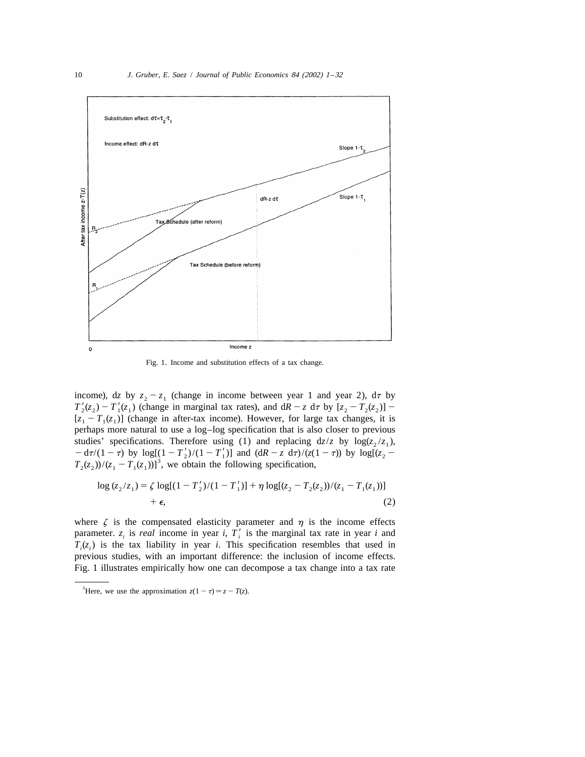Fig. 1. Income and substitution effects of a tax change.

income), d$z$ by $z_2 - z_1$ (change in income between year 1 and year 2), d$\tau$ by $T_2'(z_2) - T_1'(z_1)$ (change in marginal tax rates), and d$R - z$ d$\tau$ by $[z_2 - T_2(z_2)] - [z_1 - T_1(z_1)]$ (change in after-tax income). However, for large tax changes, it is perhaps more natural to use a log–log specification that is also closer to previous studies' specifications. Therefore using (1) and replacing d$z/z$ by $\log(z_2/z_1)$, $-\mathrm{d}\tau/(1-\tau)$ by $\log[(1-T_2')/(1-T_1')]$ and $(\mathrm{d}R - z\ \mathrm{d}\tau)/(z(1-\tau))$ by $\log[(z_2 - T_2(z_2))/(z_1 - T_1(z_1))]$[3], we obtain the following specification,

$$\log(z_2/z_1) = \zeta \log[(1-T_2')/(1-T_1')] + \eta \log[(z_2 - T_2(z_2))/(z_1 - T_1(z_1))] + \epsilon, \tag{2}$$

where $\zeta$ is the compensated elasticity parameter and $\eta$ is the income effects parameter. $z_i$ is *real* income in year $i$, $T_i'$ is the marginal tax rate in year $i$ and $T_i(z_i)$ is the tax liability in year $i$. This specification resembles that used in previous studies, with an important difference: the inclusion of income effects. Fig. 1 illustrates empirically how one can decompose a tax change into a tax rate

[3] Here, we use the approximation $z(1-\tau) \simeq z - T(z)$.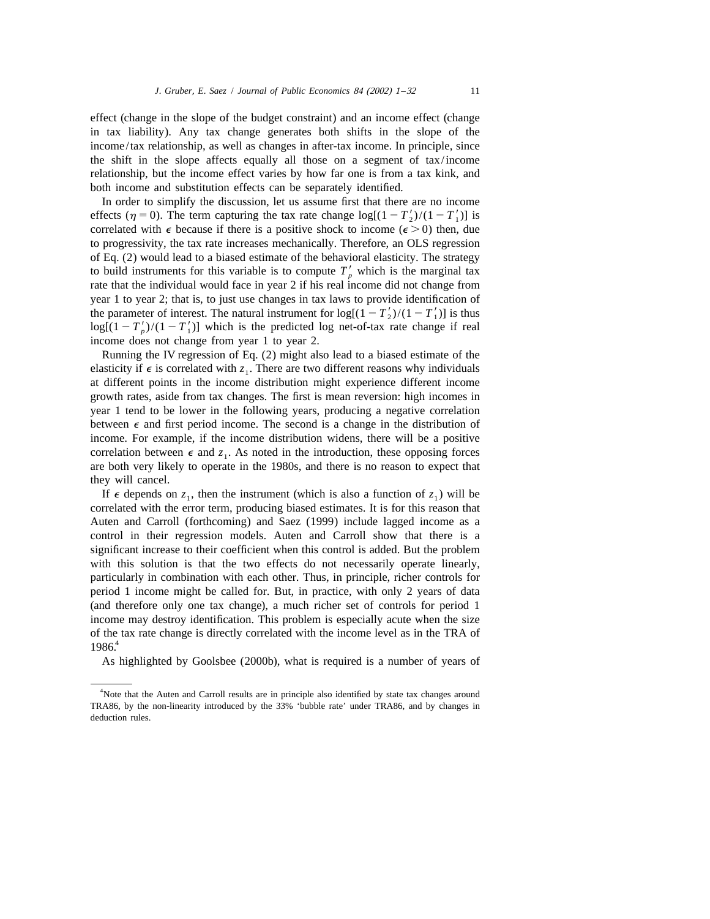effect (change in the slope of the budget constraint) and an income effect (change in tax liability). Any tax change generates both shifts in the slope of the income/tax relationship, as well as changes in after-tax income. In principle, since the shift in the slope affects equally all those on a segment of tax/income relationship, but the income effect varies by how far one is from a tax kink, and both income and substitution effects can be separately identified.

In order to simplify the discussion, let us assume first that there are no income effects ($\eta = 0$). The term capturing the tax rate change $\log[(1 - T_2')/(1 - T_1')]$ is correlated with $\epsilon$ because if there is a positive shock to income ($\epsilon > 0$) then, due to progressivity, the tax rate increases mechanically. Therefore, an OLS regression of Eq. (2) would lead to a biased estimate of the behavioral elasticity. The strategy to build instruments for this variable is to compute $T_p'$ which is the marginal tax rate that the individual would face in year 2 if his real income did not change from year 1 to year 2; that is, to just use changes in tax laws to provide identification of the parameter of interest. The natural instrument for $\log[(1 - T_2')/(1 - T_1')]$ is thus $\log[(1 - T_p')/(1 - T_1')]$ which is the predicted log net-of-tax rate change if real income does not change from year 1 to year 2.

Running the IV regression of Eq. (2) might also lead to a biased estimate of the elasticity if $\epsilon$ is correlated with $z_1$. There are two different reasons why individuals at different points in the income distribution might experience different income growth rates, aside from tax changes. The first is mean reversion: high incomes in year 1 tend to be lower in the following years, producing a negative correlation between $\epsilon$ and first period income. The second is a change in the distribution of income. For example, if the income distribution widens, there will be a positive correlation between $\epsilon$ and $z_1$. As noted in the introduction, these opposing forces are both very likely to operate in the 1980s, and there is no reason to expect that they will cancel.

If $\epsilon$ depends on $z_1$, then the instrument (which is also a function of $z_1$) will be correlated with the error term, producing biased estimates. It is for this reason that Auten and Carroll (forthcoming) and Saez (1999) include lagged income as a control in their regression models. Auten and Carroll show that there is a significant increase to their coefficient when this control is added. But the problem with this solution is that the two effects do not necessarily operate linearly, particularly in combination with each other. Thus, in principle, richer controls for period 1 income might be called for. But, in practice, with only 2 years of data (and therefore only one tax change), a much richer set of controls for period 1 income may destroy identification. This problem is especially acute when the size of the tax rate change is directly correlated with the income level as in the TRA of 1986.[4]

As highlighted by Goolsbee (2000b), what is required is a number of years of

[4] Note that the Auten and Carroll results are in principle also identified by state tax changes around TRA86, by the non-linearity introduced by the 33% 'bubble rate' under TRA86, and by changes in deduction rules.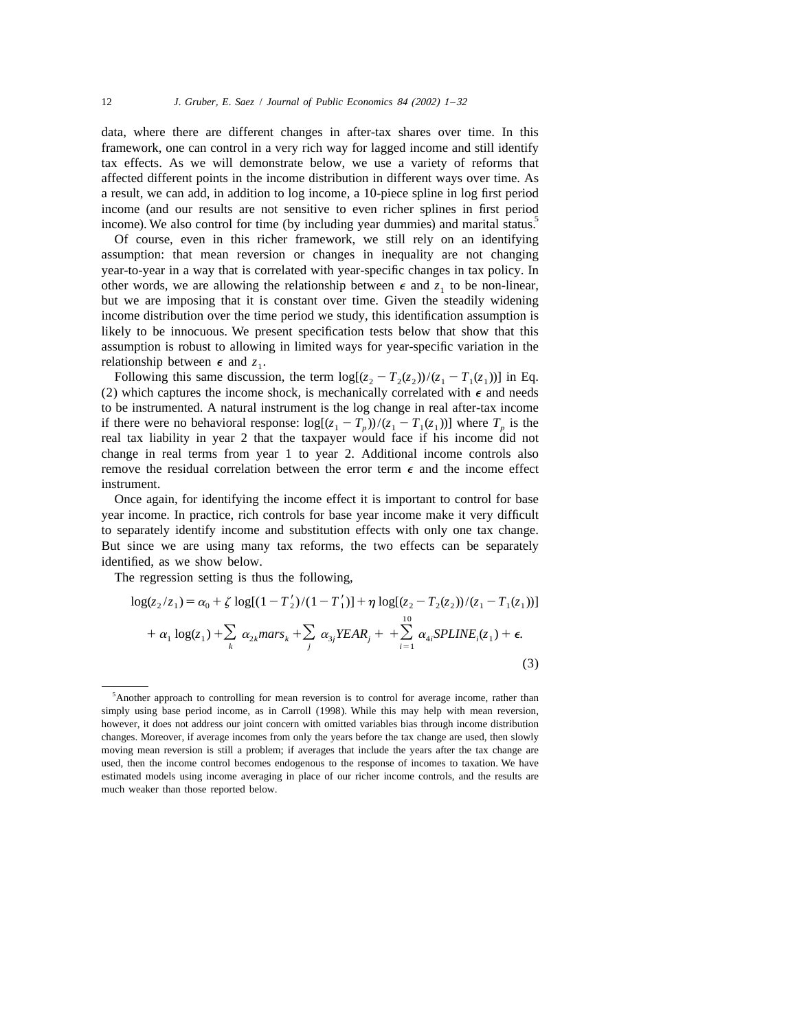data, where there are different changes in after-tax shares over time. In this framework, one can control in a very rich way for lagged income and still identify tax effects. As we will demonstrate below, we use a variety of reforms that affected different points in the income distribution in different ways over time. As a result, we can add, in addition to log income, a 10-piece spline in log first period income (and our results are not sensitive to even richer splines in first period income). We also control for time (by including year dummies) and marital status.[5]

Of course, even in this richer framework, we still rely on an identifying assumption: that mean reversion or changes in inequality are not changing year-to-year in a way that is correlated with year-specific changes in tax policy. In other words, we are allowing the relationship between $\epsilon$ and $z_1$ to be non-linear, but we are imposing that it is constant over time. Given the steadily widening income distribution over the time period we study, this identification assumption is likely to be innocuous. We present specification tests below that show that this assumption is robust to allowing in limited ways for year-specific variation in the relationship between $\epsilon$ and $z_1$.

Following this same discussion, the term $\log[(z_2 - T_2(z_2))/(z_1 - T_1(z_1))]$ in Eq. (2) which captures the income shock, is mechanically correlated with $\epsilon$ and needs to be instrumented. A natural instrument is the log change in real after-tax income if there were no behavioral response: $\log[(z_1 - T_p))/(z_1 - T_1(z_1))]$ where $T_p$ is the real tax liability in year 2 that the taxpayer would face if his income did not change in real terms from year 1 to year 2. Additional income controls also remove the residual correlation between the error term $\epsilon$ and the income effect instrument.

Once again, for identifying the income effect it is important to control for base year income. In practice, rich controls for base year income make it very difficult to separately identify income and substitution effects with only one tax change. But since we are using many tax reforms, the two effects can be separately identified, as we show below.

The regression setting is thus the following,

$$\log(z_2/z_1) = \alpha_0 + \zeta \log[(1 - T'_2)/(1 - T'_1)] + \eta \log[(z_2 - T_2(z_2))/(z_1 - T_1(z_1))] + \alpha_1 \log(z_1) + \sum_k \alpha_{2k} mars_k + \sum_j \alpha_{3j} YEAR_j + + \sum_{i=1}^{10} \alpha_{4i} SPLINE_i(z_1) + \epsilon. \tag{3}$$

---

[5] Another approach to controlling for mean reversion is to control for average income, rather than simply using base period income, as in Carroll (1998). While this may help with mean reversion, however, it does not address our joint concern with omitted variables bias through income distribution changes. Moreover, if average incomes from only the years before the tax change are used, then slowly moving mean reversion is still a problem; if averages that include the years after the tax change are used, then the income control becomes endogenous to the response of incomes to taxation. We have estimated models using income averaging in place of our richer income controls, and the results are much weaker than those reported below.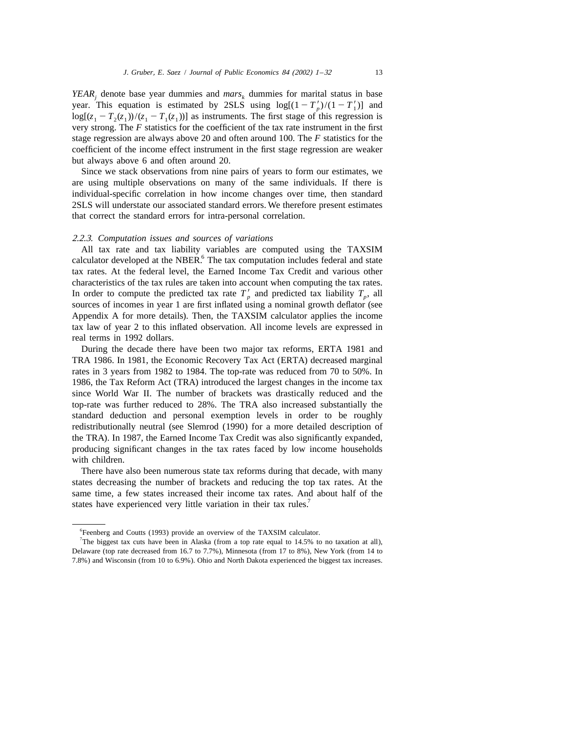$YEAR_j$ denote base year dummies and $mars_k$ dummies for marital status in base year. This equation is estimated by 2SLS using $\log[(1 - T'_p)/(1 - T'_1)]$ and $\log[(z_1 - T_2(z_1))/(z_1 - T_1(z_1))]$ as instruments. The first stage of this regression is very strong. The $F$ statistics for the coefficient of the tax rate instrument in the first stage regression are always above 20 and often around 100. The $F$ statistics for the coefficient of the income effect instrument in the first stage regression are weaker but always above 6 and often around 20.

Since we stack observations from nine pairs of years to form our estimates, we are using multiple observations on many of the same individuals. If there is individual-specific correlation in how income changes over time, then standard 2SLS will understate our associated standard errors. We therefore present estimates that correct the standard errors for intra-personal correlation.

### *2.2.3. Computation issues and sources of variations*

All tax rate and tax liability variables are computed using the TAXSIM calculator developed at the NBER.[6] The tax computation includes federal and state tax rates. At the federal level, the Earned Income Tax Credit and various other characteristics of the tax rules are taken into account when computing the tax rates. In order to compute the predicted tax rate $T'_p$ and predicted tax liability $T_p$, all sources of incomes in year 1 are first inflated using a nominal growth deflator (see Appendix A for more details). Then, the TAXSIM calculator applies the income tax law of year 2 to this inflated observation. All income levels are expressed in real terms in 1992 dollars.

During the decade there have been two major tax reforms, ERTA 1981 and TRA 1986. In 1981, the Economic Recovery Tax Act (ERTA) decreased marginal rates in 3 years from 1982 to 1984. The top-rate was reduced from 70 to 50%. In 1986, the Tax Reform Act (TRA) introduced the largest changes in the income tax since World War II. The number of brackets was drastically reduced and the top-rate was further reduced to 28%. The TRA also increased substantially the standard deduction and personal exemption levels in order to be roughly redistributionally neutral (see Slemrod (1990) for a more detailed description of the TRA). In 1987, the Earned Income Tax Credit was also significantly expanded, producing significant changes in the tax rates faced by low income households with children.

There have also been numerous state tax reforms during that decade, with many states decreasing the number of brackets and reducing the top tax rates. At the same time, a few states increased their income tax rates. And about half of the states have experienced very little variation in their tax rules.[7]

---

[6] Feenberg and Coutts (1993) provide an overview of the TAXSIM calculator.

[7] The biggest tax cuts have been in Alaska (from a top rate equal to 14.5% to no taxation at all), Delaware (top rate decreased from 16.7 to 7.7%), Minnesota (from 17 to 8%), New York (from 14 to 7.8%) and Wisconsin (from 10 to 6.9%). Ohio and North Dakota experienced the biggest tax increases.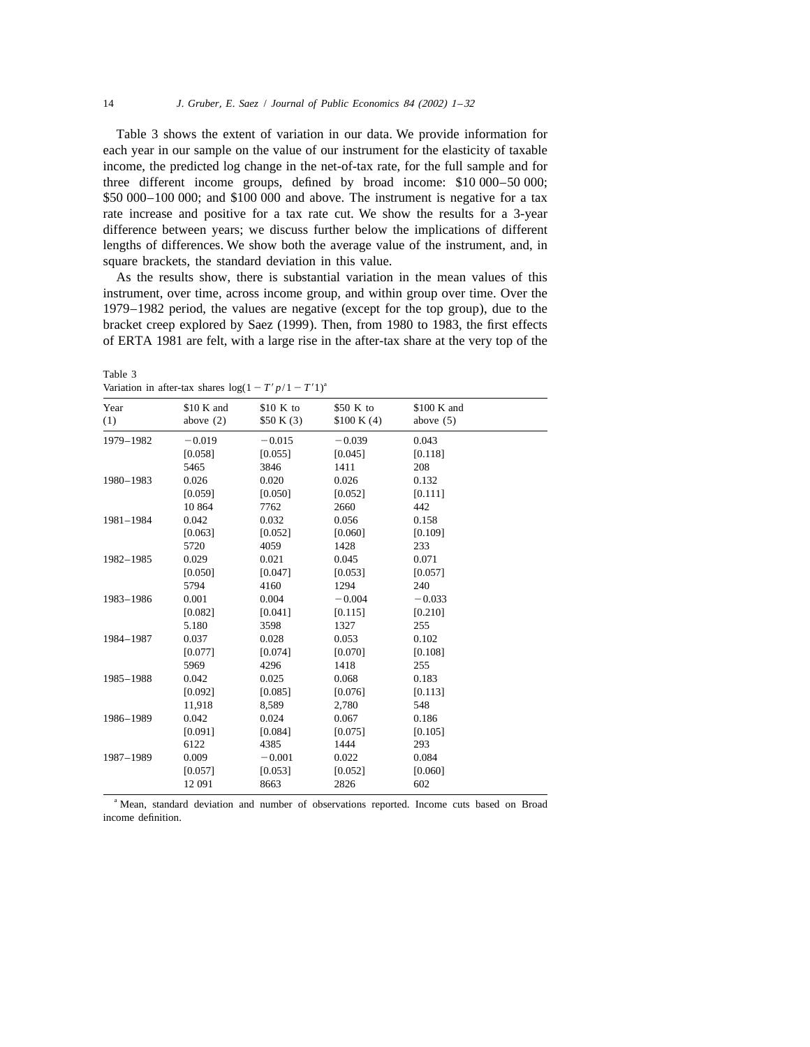Table 3 shows the extent of variation in our data. We provide information for each year in our sample on the value of our instrument for the elasticity of taxable income, the predicted log change in the net-of-tax rate, for the full sample and for three different income groups, defined by broad income: \$10 000–50 000; \$50 000–100 000; and \$100 000 and above. The instrument is negative for a tax rate increase and positive for a tax rate cut. We show the results for a 3-year difference between years; we discuss further below the implications of different lengths of differences. We show both the average value of the instrument, and, in square brackets, the standard deviation in this value.

As the results show, there is substantial variation in the mean values of this instrument, over time, across income group, and within group over time. Over the 1979–1982 period, the values are negative (except for the top group), due to the bracket creep explored by Saez (1999). Then, from 1980 to 1983, the first effects of ERTA 1981 are felt, with a large rise in the after-tax share at the very top of the

Table 3
Variation in after-tax shares $\log(1-T'p/1-T'1)$[a]

| Year (1) | \$10 K and above (2) | \$10 K to \$50 K (3) | \$50 K to \$100 K (4) | \$100 K and above (5) |
|---|---|---|---|---|
| 1979–1982 | −0.019 | −0.015 | −0.039 | 0.043 |
| | [0.058] | [0.055] | [0.045] | [0.118] |
| | 5465 | 3846 | 1411 | 208 |
| 1980–1983 | 0.026 | 0.020 | 0.026 | 0.132 |
| | [0.059] | [0.050] | [0.052] | [0.111] |
| | 10 864 | 7762 | 2660 | 442 |
| 1981–1984 | 0.042 | 0.032 | 0.056 | 0.158 |
| | [0.063] | [0.052] | [0.060] | [0.109] |
| | 5720 | 4059 | 1428 | 233 |
| 1982–1985 | 0.029 | 0.021 | 0.045 | 0.071 |
| | [0.050] | [0.047] | [0.053] | [0.057] |
| | 5794 | 4160 | 1294 | 240 |
| 1983–1986 | 0.001 | 0.004 | −0.004 | −0.033 |
| | [0.082] | [0.041] | [0.115] | [0.210] |
| | 5.180 | 3598 | 1327 | 255 |
| 1984–1987 | 0.037 | 0.028 | 0.053 | 0.102 |
| | [0.077] | [0.074] | [0.070] | [0.108] |
| | 5969 | 4296 | 1418 | 255 |
| 1985–1988 | 0.042 | 0.025 | 0.068 | 0.183 |
| | [0.092] | [0.085] | [0.076] | [0.113] |
| | 11,918 | 8,589 | 2,780 | 548 |
| 1986–1989 | 0.042 | 0.024 | 0.067 | 0.186 |
| | [0.091] | [0.084] | [0.075] | [0.105] |
| | 6122 | 4385 | 1444 | 293 |
| 1987–1989 | 0.009 | −0.001 | 0.022 | 0.084 |
| | [0.057] | [0.053] | [0.052] | [0.060] |
| | 12 091 | 8663 | 2826 | 602 |

[a] Mean, standard deviation and number of observations reported. Income cuts based on Broad income definition.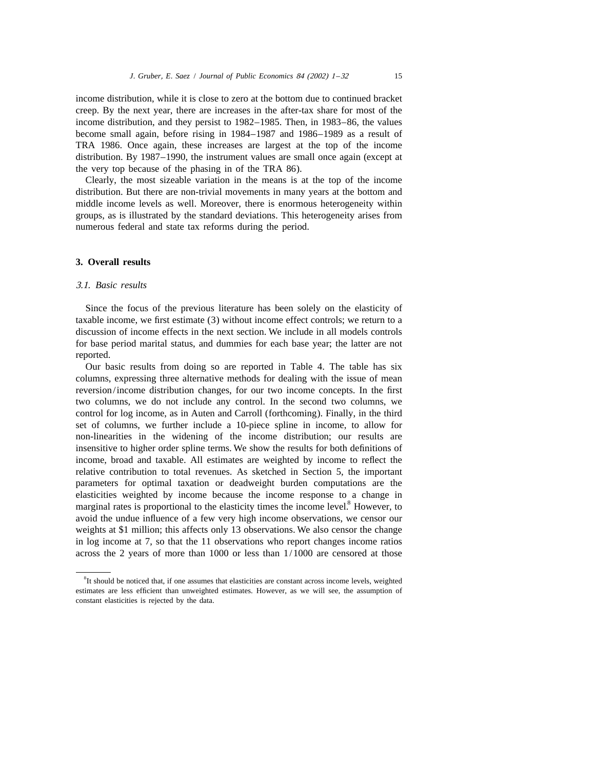income distribution, while it is close to zero at the bottom due to continued bracket creep. By the next year, there are increases in the after-tax share for most of the income distribution, and they persist to 1982–1985. Then, in 1983–86, the values become small again, before rising in 1984–1987 and 1986–1989 as a result of TRA 1986. Once again, these increases are largest at the top of the income distribution. By 1987–1990, the instrument values are small once again (except at the very top because of the phasing in of the TRA 86).

Clearly, the most sizeable variation in the means is at the top of the income distribution. But there are non-trivial movements in many years at the bottom and middle income levels as well. Moreover, there is enormous heterogeneity within groups, as is illustrated by the standard deviations. This heterogeneity arises from numerous federal and state tax reforms during the period.

## 3. Overall results

### *3.1. Basic results*

Since the focus of the previous literature has been solely on the elasticity of taxable income, we first estimate (3) without income effect controls; we return to a discussion of income effects in the next section. We include in all models controls for base period marital status, and dummies for each base year; the latter are not reported.

Our basic results from doing so are reported in Table 4. The table has six columns, expressing three alternative methods for dealing with the issue of mean reversion/income distribution changes, for our two income concepts. In the first two columns, we do not include any control. In the second two columns, we control for log income, as in Auten and Carroll (forthcoming). Finally, in the third set of columns, we further include a 10-piece spline in income, to allow for non-linearities in the widening of the income distribution; our results are insensitive to higher order spline terms. We show the results for both definitions of income, broad and taxable. All estimates are weighted by income to reflect the relative contribution to total revenues. As sketched in Section 5, the important parameters for optimal taxation or deadweight burden computations are the elasticities weighted by income because the income response to a change in marginal rates is proportional to the elasticity times the income level.[8] However, to avoid the undue influence of a few very high income observations, we censor our weights at \$1 million; this affects only 13 observations. We also censor the change in log income at 7, so that the 11 observations who report changes income ratios across the 2 years of more than 1000 or less than 1/1000 are censored at those

[8] It should be noticed that, if one assumes that elasticities are constant across income levels, weighted estimates are less efficient than unweighted estimates. However, as we will see, the assumption of constant elasticities is rejected by the data.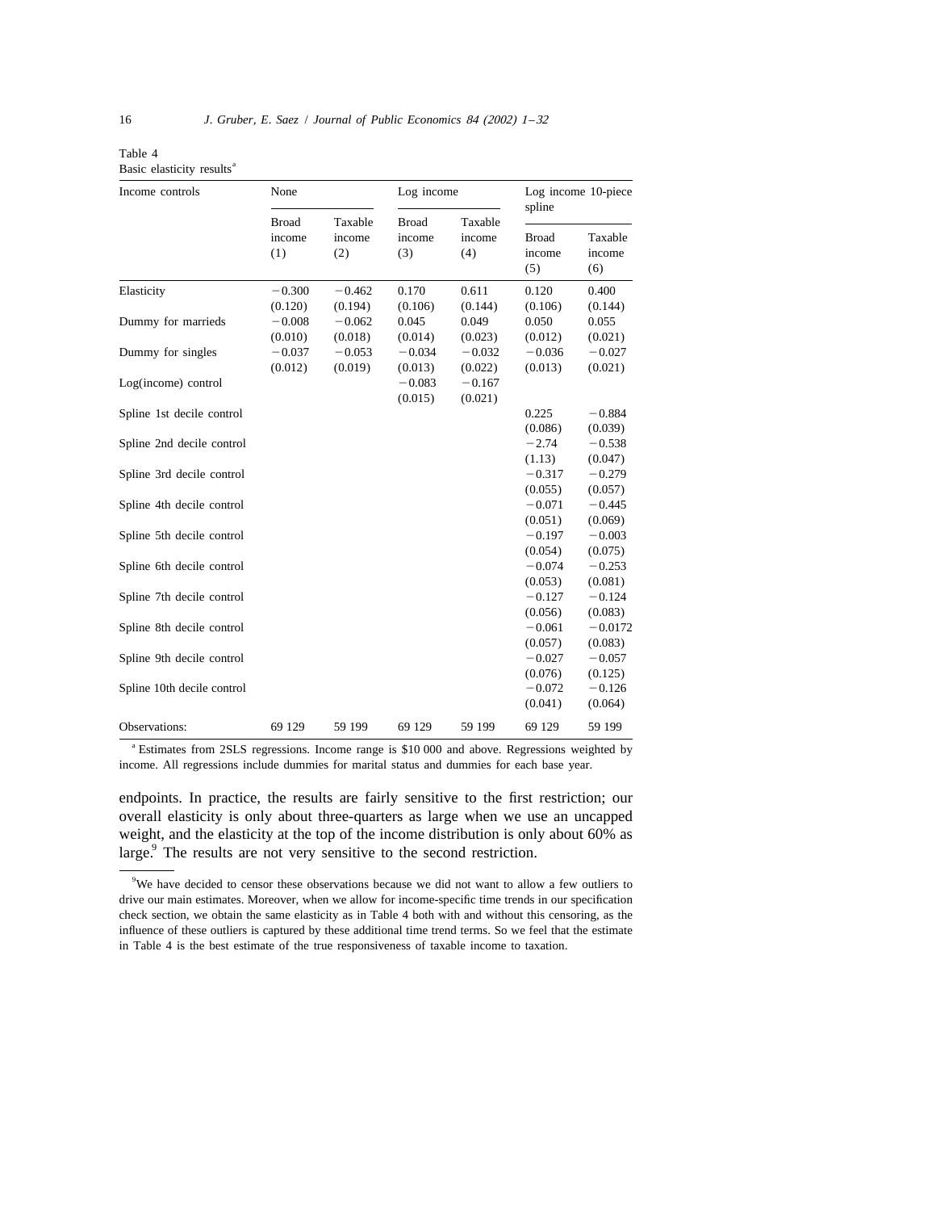Table 4
Basic elasticity results[a]

| Income controls | None | | Log income | | Log income 10-piece spline | |
|---|---|---|---|---|---|---|
| | Broad income (1) | Taxable income (2) | Broad income (3) | Taxable income (4) | Broad income (5) | Taxable income (6) |
| Elasticity | −0.300 | −0.462 | 0.170 | 0.611 | 0.120 | 0.400 |
| | (0.120) | (0.194) | (0.106) | (0.144) | (0.106) | (0.144) |
| Dummy for marrieds | −0.008 | −0.062 | 0.045 | 0.049 | 0.050 | 0.055 |
| | (0.010) | (0.018) | (0.014) | (0.023) | (0.012) | (0.021) |
| Dummy for singles | −0.037 | −0.053 | −0.034 | −0.032 | −0.036 | −0.027 |
| | (0.012) | (0.019) | (0.013) | (0.022) | (0.013) | (0.021) |
| Log(income) control | | | −0.083 | −0.167 | | |
| | | | (0.015) | (0.021) | | |
| Spline 1st decile control | | | | | 0.225 | −0.884 |
| | | | | | (0.086) | (0.039) |
| Spline 2nd decile control | | | | | −2.74 | −0.538 |
| | | | | | (1.13) | (0.047) |
| Spline 3rd decile control | | | | | −0.317 | −0.279 |
| | | | | | (0.055) | (0.057) |
| Spline 4th decile control | | | | | −0.071 | −0.445 |
| | | | | | (0.051) | (0.069) |
| Spline 5th decile control | | | | | −0.197 | −0.003 |
| | | | | | (0.054) | (0.075) |
| Spline 6th decile control | | | | | −0.074 | −0.253 |
| | | | | | (0.053) | (0.081) |
| Spline 7th decile control | | | | | −0.127 | −0.124 |
| | | | | | (0.056) | (0.083) |
| Spline 8th decile control | | | | | −0.061 | −0.0172 |
| | | | | | (0.057) | (0.083) |
| Spline 9th decile control | | | | | −0.027 | −0.057 |
| | | | | | (0.076) | (0.125) |
| Spline 10th decile control | | | | | −0.072 | −0.126 |
| | | | | | (0.041) | (0.064) |
| Observations: | 69 129 | 59 199 | 69 129 | 59 199 | 69 129 | 59 199 |

[a] Estimates from 2SLS regressions. Income range is $10 000 and above. Regressions weighted by income. All regressions include dummies for marital status and dummies for each base year.

endpoints. In practice, the results are fairly sensitive to the first restriction; our overall elasticity is only about three-quarters as large when we use an uncapped weight, and the elasticity at the top of the income distribution is only about 60% as large.[9] The results are not very sensitive to the second restriction.

[9] We have decided to censor these observations because we did not want to allow a few outliers to drive our main estimates. Moreover, when we allow for income-specific time trends in our specification check section, we obtain the same elasticity as in Table 4 both with and without this censoring, as the influence of these outliers is captured by these additional time trend terms. So we feel that the estimate in Table 4 is the best estimate of the true responsiveness of taxable income to taxation.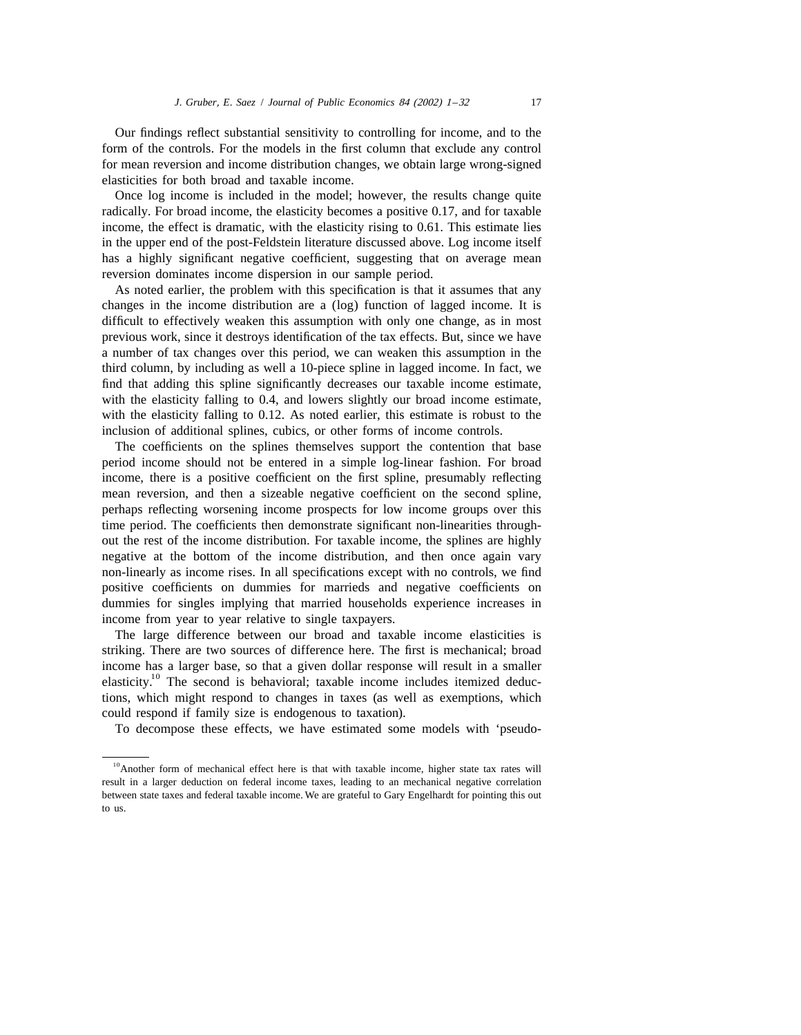Our findings reflect substantial sensitivity to controlling for income, and to the form of the controls. For the models in the first column that exclude any control for mean reversion and income distribution changes, we obtain large wrong-signed elasticities for both broad and taxable income.

Once log income is included in the model; however, the results change quite radically. For broad income, the elasticity becomes a positive 0.17, and for taxable income, the effect is dramatic, with the elasticity rising to 0.61. This estimate lies in the upper end of the post-Feldstein literature discussed above. Log income itself has a highly significant negative coefficient, suggesting that on average mean reversion dominates income dispersion in our sample period.

As noted earlier, the problem with this specification is that it assumes that any changes in the income distribution are a (log) function of lagged income. It is difficult to effectively weaken this assumption with only one change, as in most previous work, since it destroys identification of the tax effects. But, since we have a number of tax changes over this period, we can weaken this assumption in the third column, by including as well a 10-piece spline in lagged income. In fact, we find that adding this spline significantly decreases our taxable income estimate, with the elasticity falling to 0.4, and lowers slightly our broad income estimate, with the elasticity falling to 0.12. As noted earlier, this estimate is robust to the inclusion of additional splines, cubics, or other forms of income controls.

The coefficients on the splines themselves support the contention that base period income should not be entered in a simple log-linear fashion. For broad income, there is a positive coefficient on the first spline, presumably reflecting mean reversion, and then a sizeable negative coefficient on the second spline, perhaps reflecting worsening income prospects for low income groups over this time period. The coefficients then demonstrate significant non-linearities throughout the rest of the income distribution. For taxable income, the splines are highly negative at the bottom of the income distribution, and then once again vary non-linearly as income rises. In all specifications except with no controls, we find positive coefficients on dummies for marrieds and negative coefficients on dummies for singles implying that married households experience increases in income from year to year relative to single taxpayers.

The large difference between our broad and taxable income elasticities is striking. There are two sources of difference here. The first is mechanical; broad income has a larger base, so that a given dollar response will result in a smaller elasticity.[10] The second is behavioral; taxable income includes itemized deductions, which might respond to changes in taxes (as well as exemptions, which could respond if family size is endogenous to taxation).

To decompose these effects, we have estimated some models with 'pseudo-

---

[10] Another form of mechanical effect here is that with taxable income, higher state tax rates will result in a larger deduction on federal income taxes, leading to an mechanical negative correlation between state taxes and federal taxable income. We are grateful to Gary Engelhardt for pointing this out to us.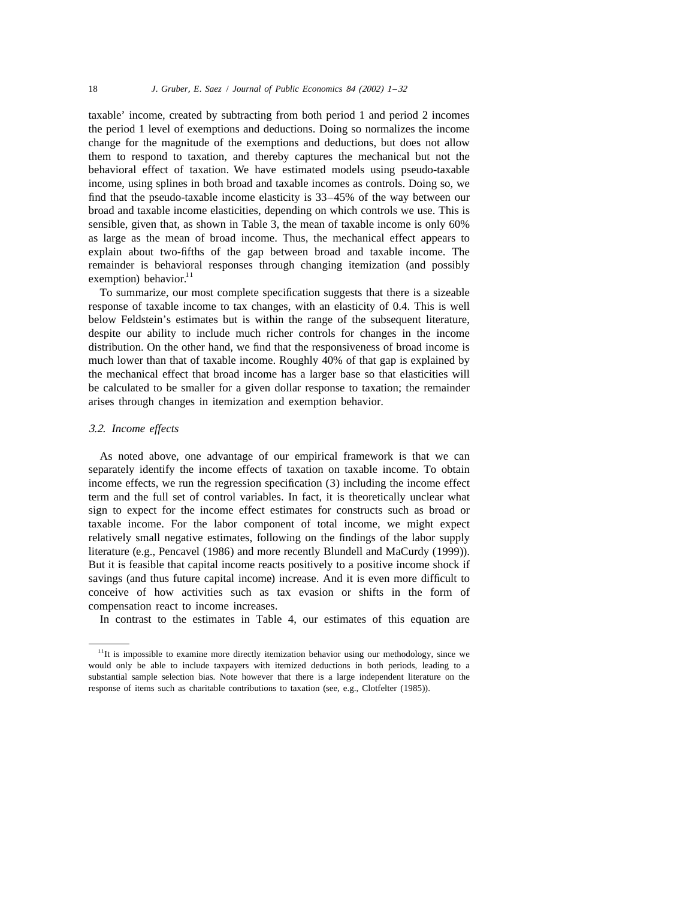taxable' income, created by subtracting from both period 1 and period 2 incomes the period 1 level of exemptions and deductions. Doing so normalizes the income change for the magnitude of the exemptions and deductions, but does not allow them to respond to taxation, and thereby captures the mechanical but not the behavioral effect of taxation. We have estimated models using pseudo-taxable income, using splines in both broad and taxable incomes as controls. Doing so, we find that the pseudo-taxable income elasticity is 33–45% of the way between our broad and taxable income elasticities, depending on which controls we use. This is sensible, given that, as shown in Table 3, the mean of taxable income is only 60% as large as the mean of broad income. Thus, the mechanical effect appears to explain about two-fifths of the gap between broad and taxable income. The remainder is behavioral responses through changing itemization (and possibly exemption) behavior.[11]

To summarize, our most complete specification suggests that there is a sizeable response of taxable income to tax changes, with an elasticity of 0.4. This is well below Feldstein's estimates but is within the range of the subsequent literature, despite our ability to include much richer controls for changes in the income distribution. On the other hand, we find that the responsiveness of broad income is much lower than that of taxable income. Roughly 40% of that gap is explained by the mechanical effect that broad income has a larger base so that elasticities will be calculated to be smaller for a given dollar response to taxation; the remainder arises through changes in itemization and exemption behavior.

### *3.2. Income effects*

As noted above, one advantage of our empirical framework is that we can separately identify the income effects of taxation on taxable income. To obtain income effects, we run the regression specification (3) including the income effect term and the full set of control variables. In fact, it is theoretically unclear what sign to expect for the income effect estimates for constructs such as broad or taxable income. For the labor component of total income, we might expect relatively small negative estimates, following on the findings of the labor supply literature (e.g., Pencavel (1986) and more recently Blundell and MaCurdy (1999)). But it is feasible that capital income reacts positively to a positive income shock if savings (and thus future capital income) increase. And it is even more difficult to conceive of how activities such as tax evasion or shifts in the form of compensation react to income increases.

In contrast to the estimates in Table 4, our estimates of this equation are

---

[11] It is impossible to examine more directly itemization behavior using our methodology, since we would only be able to include taxpayers with itemized deductions in both periods, leading to a substantial sample selection bias. Note however that there is a large independent literature on the response of items such as charitable contributions to taxation (see, e.g., Clotfelter (1985)).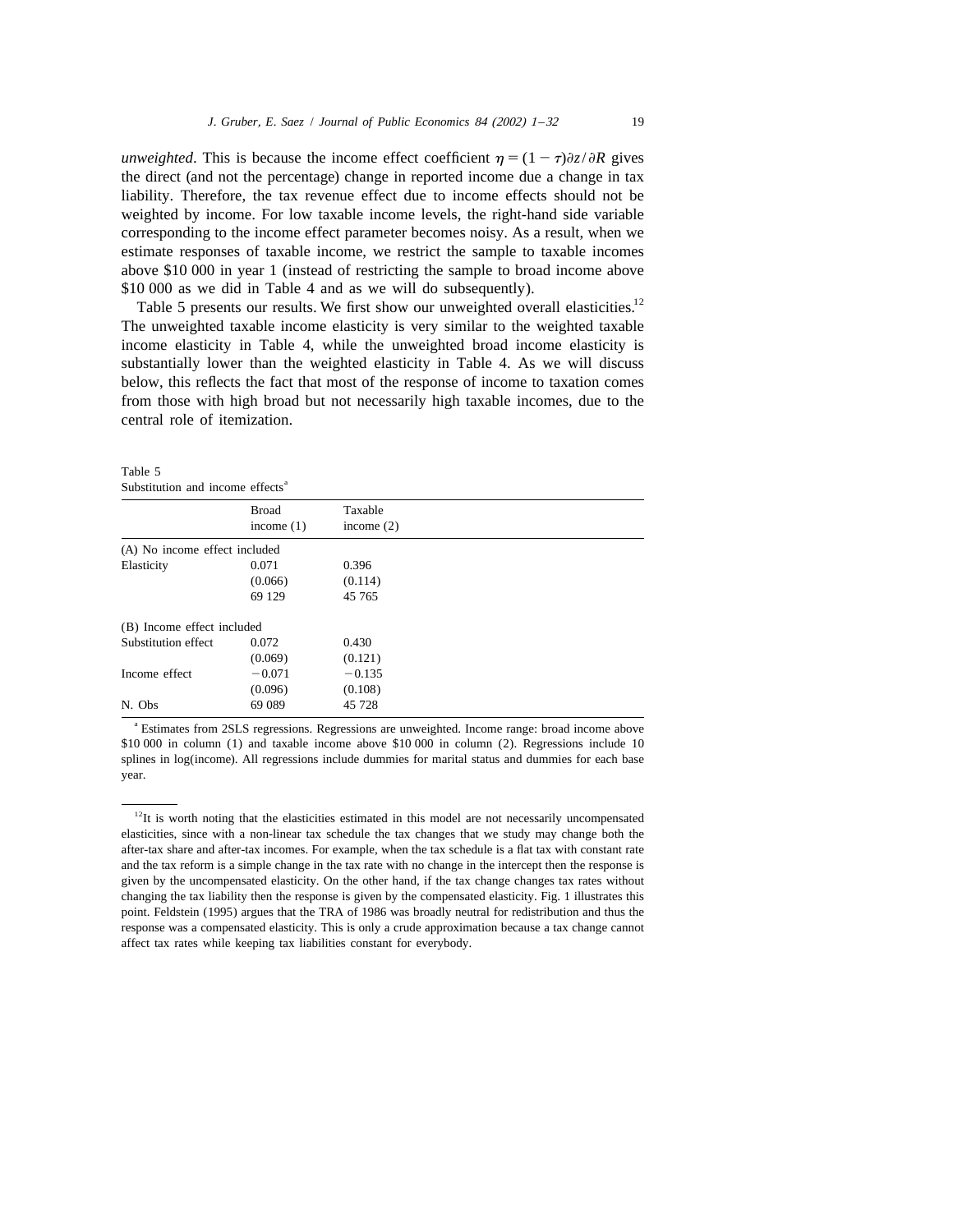*unweighted*. This is because the income effect coefficient $\eta = (1-\tau)\partial z/\partial R$ gives the direct (and not the percentage) change in reported income due a change in tax liability. Therefore, the tax revenue effect due to income effects should not be weighted by income. For low taxable income levels, the right-hand side variable corresponding to the income effect parameter becomes noisy. As a result, when we estimate responses of taxable income, we restrict the sample to taxable incomes above \$10 000 in year 1 (instead of restricting the sample to broad income above \$10 000 as we did in Table 4 and as we will do subsequently).

Table 5 presents our results. We first show our unweighted overall elasticities.[12] The unweighted taxable income elasticity is very similar to the weighted taxable income elasticity in Table 4, while the unweighted broad income elasticity is substantially lower than the weighted elasticity in Table 4. As we will discuss below, this reflects the fact that most of the response of income to taxation comes from those with high broad but not necessarily high taxable incomes, due to the central role of itemization.

Table 5
Substitution and income effects[a]

| | Broad income (1) | Taxable income (2) |
|---|---|---|
| (A) No income effect included | | |
| Elasticity | 0.071 | 0.396 |
| | (0.066) | (0.114) |
| | 69 129 | 45 765 |
| (B) Income effect included | | |
| Substitution effect | 0.072 | 0.430 |
| | (0.069) | (0.121) |
| Income effect | −0.071 | −0.135 |
| | (0.096) | (0.108) |
| N. Obs | 69 089 | 45 728 |

[a] Estimates from 2SLS regressions. Regressions are unweighted. Income range: broad income above \$10 000 in column (1) and taxable income above \$10 000 in column (2). Regressions include 10 splines in log(income). All regressions include dummies for marital status and dummies for each base year.

[12] It is worth noting that the elasticities estimated in this model are not necessarily uncompensated elasticities, since with a non-linear tax schedule the tax changes that we study may change both the after-tax share and after-tax incomes. For example, when the tax schedule is a flat tax with constant rate and the tax reform is a simple change in the tax rate with no change in the intercept then the response is given by the uncompensated elasticity. On the other hand, if the tax change changes tax rates without changing the tax liability then the response is given by the compensated elasticity. Fig. 1 illustrates this point. Feldstein (1995) argues that the TRA of 1986 was broadly neutral for redistribution and thus the response was a compensated elasticity. This is only a crude approximation because a tax change cannot affect tax rates while keeping tax liabilities constant for everybody.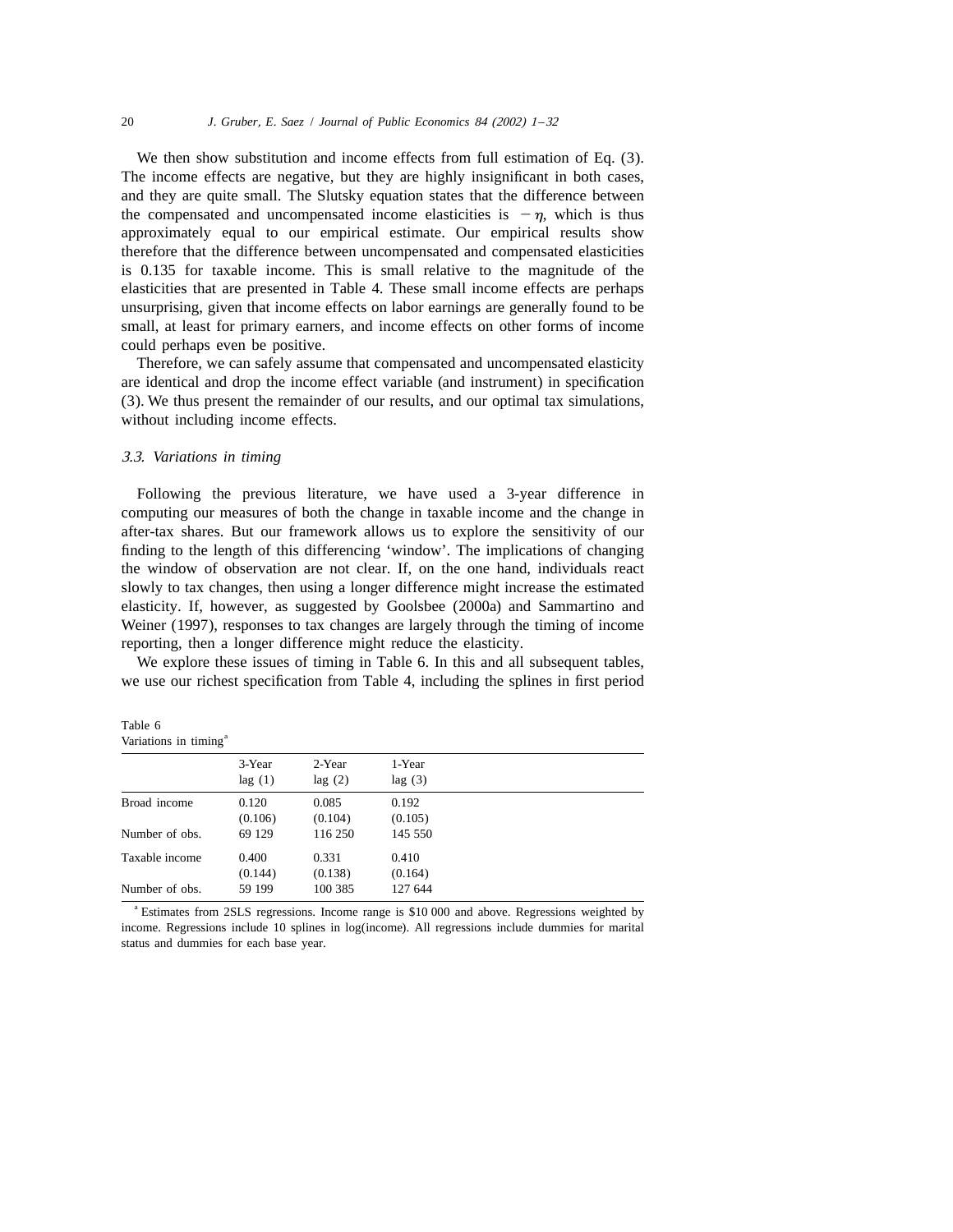We then show substitution and income effects from full estimation of Eq. (3). The income effects are negative, but they are highly insignificant in both cases, and they are quite small. The Slutsky equation states that the difference between the compensated and uncompensated income elasticities is $-\eta$, which is thus approximately equal to our empirical estimate. Our empirical results show therefore that the difference between uncompensated and compensated elasticities is 0.135 for taxable income. This is small relative to the magnitude of the elasticities that are presented in Table 4. These small income effects are perhaps unsurprising, given that income effects on labor earnings are generally found to be small, at least for primary earners, and income effects on other forms of income could perhaps even be positive.

Therefore, we can safely assume that compensated and uncompensated elasticity are identical and drop the income effect variable (and instrument) in specification (3). We thus present the remainder of our results, and our optimal tax simulations, without including income effects.

### *3.3. Variations in timing*

Following the previous literature, we have used a 3-year difference in computing our measures of both the change in taxable income and the change in after-tax shares. But our framework allows us to explore the sensitivity of our finding to the length of this differencing 'window'. The implications of changing the window of observation are not clear. If, on the one hand, individuals react slowly to tax changes, then using a longer difference might increase the estimated elasticity. If, however, as suggested by Goolsbee (2000a) and Sammartino and Weiner (1997), responses to tax changes are largely through the timing of income reporting, then a longer difference might reduce the elasticity.

We explore these issues of timing in Table 6. In this and all subsequent tables, we use our richest specification from Table 4, including the splines in first period

Table 6
Variations in timing[a]

| | 3-Year lag (1) | 2-Year lag (2) | 1-Year lag (3) |
|---|---|---|---|
| Broad income | 0.120 | 0.085 | 0.192 |
| | (0.106) | (0.104) | (0.105) |
| Number of obs. | 69 129 | 116 250 | 145 550 |
| Taxable income | 0.400 | 0.331 | 0.410 |
| | (0.144) | (0.138) | (0.164) |
| Number of obs. | 59 199 | 100 385 | 127 644 |

[a] Estimates from 2SLS regressions. Income range is $10 000 and above. Regressions weighted by income. Regressions include 10 splines in log(income). All regressions include dummies for marital status and dummies for each base year.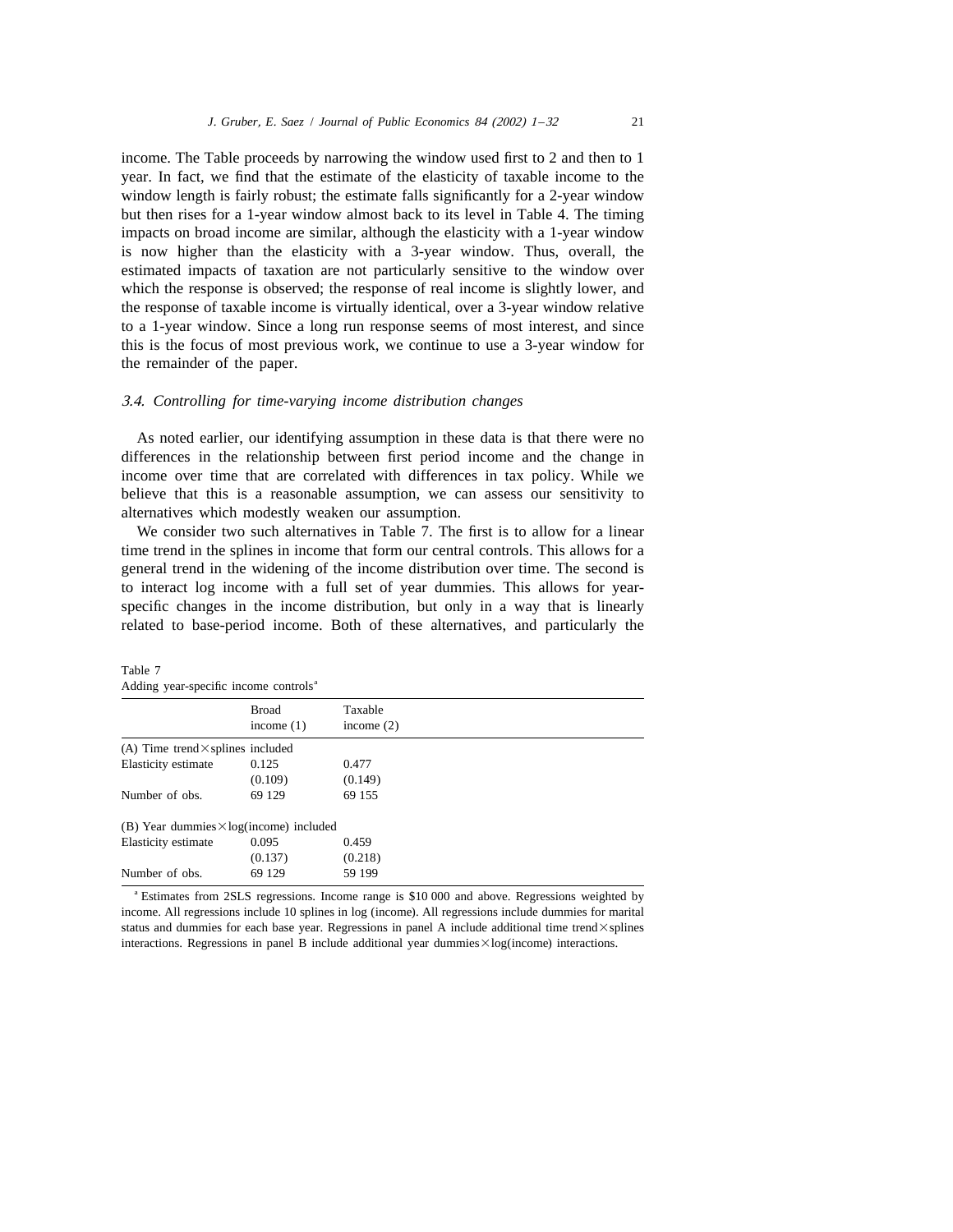income. The Table proceeds by narrowing the window used first to 2 and then to 1 year. In fact, we find that the estimate of the elasticity of taxable income to the window length is fairly robust; the estimate falls significantly for a 2-year window but then rises for a 1-year window almost back to its level in Table 4. The timing impacts on broad income are similar, although the elasticity with a 1-year window is now higher than the elasticity with a 3-year window. Thus, overall, the estimated impacts of taxation are not particularly sensitive to the window over which the response is observed; the response of real income is slightly lower, and the response of taxable income is virtually identical, over a 3-year window relative to a 1-year window. Since a long run response seems of most interest, and since this is the focus of most previous work, we continue to use a 3-year window for the remainder of the paper.

### *3.4. Controlling for time-varying income distribution changes*

As noted earlier, our identifying assumption in these data is that there were no differences in the relationship between first period income and the change in income over time that are correlated with differences in tax policy. While we believe that this is a reasonable assumption, we can assess our sensitivity to alternatives which modestly weaken our assumption.

We consider two such alternatives in Table 7. The first is to allow for a linear time trend in the splines in income that form our central controls. This allows for a general trend in the widening of the income distribution over time. The second is to interact log income with a full set of year dummies. This allows for year-specific changes in the income distribution, but only in a way that is linearly related to base-period income. Both of these alternatives, and particularly the

Table 7
Adding year-specific income controls[a]

| | Broad income (1) | Taxable income (2) |
|---|---|---|
| (A) Time trend × splines included | | |
| Elasticity estimate | 0.125 | 0.477 |
| | (0.109) | (0.149) |
| Number of obs. | 69 129 | 69 155 |
| (B) Year dummies × log(income) included | | |
| Elasticity estimate | 0.095 | 0.459 |
| | (0.137) | (0.218) |
| Number of obs. | 69 129 | 59 199 |

[a] Estimates from 2SLS regressions. Income range is $10 000 and above. Regressions weighted by income. All regressions include 10 splines in log (income). All regressions include dummies for marital status and dummies for each base year. Regressions in panel A include additional time trend × splines interactions. Regressions in panel B include additional year dummies × log(income) interactions.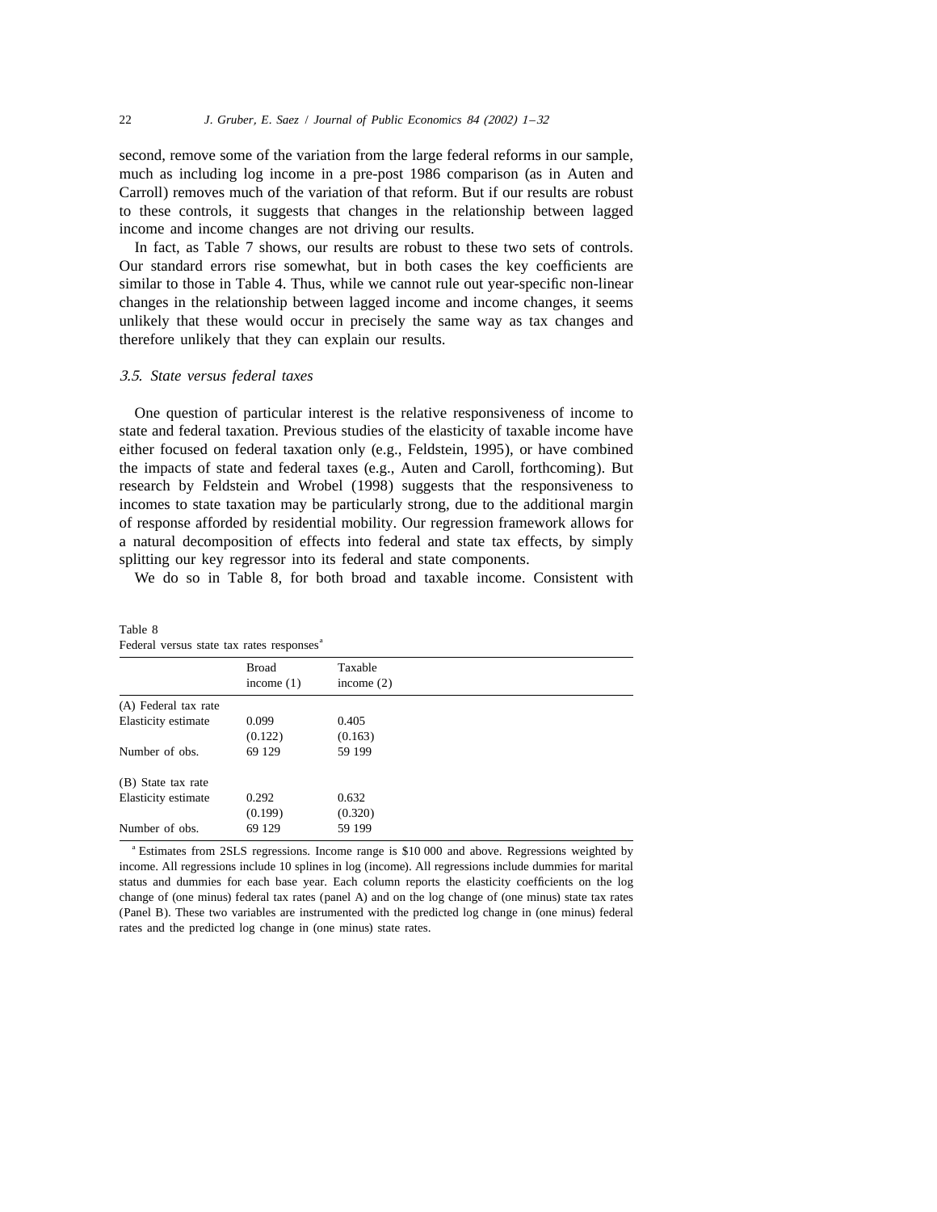second, remove some of the variation from the large federal reforms in our sample, much as including log income in a pre-post 1986 comparison (as in Auten and Carroll) removes much of the variation of that reform. But if our results are robust to these controls, it suggests that changes in the relationship between lagged income and income changes are not driving our results.

In fact, as Table 7 shows, our results are robust to these two sets of controls. Our standard errors rise somewhat, but in both cases the key coefficients are similar to those in Table 4. Thus, while we cannot rule out year-specific non-linear changes in the relationship between lagged income and income changes, it seems unlikely that these would occur in precisely the same way as tax changes and therefore unlikely that they can explain our results.

### *3.5. State versus federal taxes*

One question of particular interest is the relative responsiveness of income to state and federal taxation. Previous studies of the elasticity of taxable income have either focused on federal taxation only (e.g., Feldstein, 1995), or have combined the impacts of state and federal taxes (e.g., Auten and Caroll, forthcoming). But research by Feldstein and Wrobel (1998) suggests that the responsiveness to incomes to state taxation may be particularly strong, due to the additional margin of response afforded by residential mobility. Our regression framework allows for a natural decomposition of effects into federal and state tax effects, by simply splitting our key regressor into its federal and state components.

We do so in Table 8, for both broad and taxable income. Consistent with

Table 8
Federal versus state tax rates responses[a]

| | Broad income (1) | Taxable income (2) |
|---|---|---|
| (A) Federal tax rate | | |
| Elasticity estimate | 0.099 | 0.405 |
| | (0.122) | (0.163) |
| Number of obs. | 69 129 | 59 199 |
| (B) State tax rate | | |
| Elasticity estimate | 0.292 | 0.632 |
| | (0.199) | (0.320) |
| Number of obs. | 69 129 | 59 199 |

[a] Estimates from 2SLS regressions. Income range is $10 000 and above. Regressions weighted by income. All regressions include 10 splines in log (income). All regressions include dummies for marital status and dummies for each base year. Each column reports the elasticity coefficients on the log change of (one minus) federal tax rates (panel A) and on the log change of (one minus) state tax rates (Panel B). These two variables are instrumented with the predicted log change in (one minus) federal rates and the predicted log change in (one minus) state rates.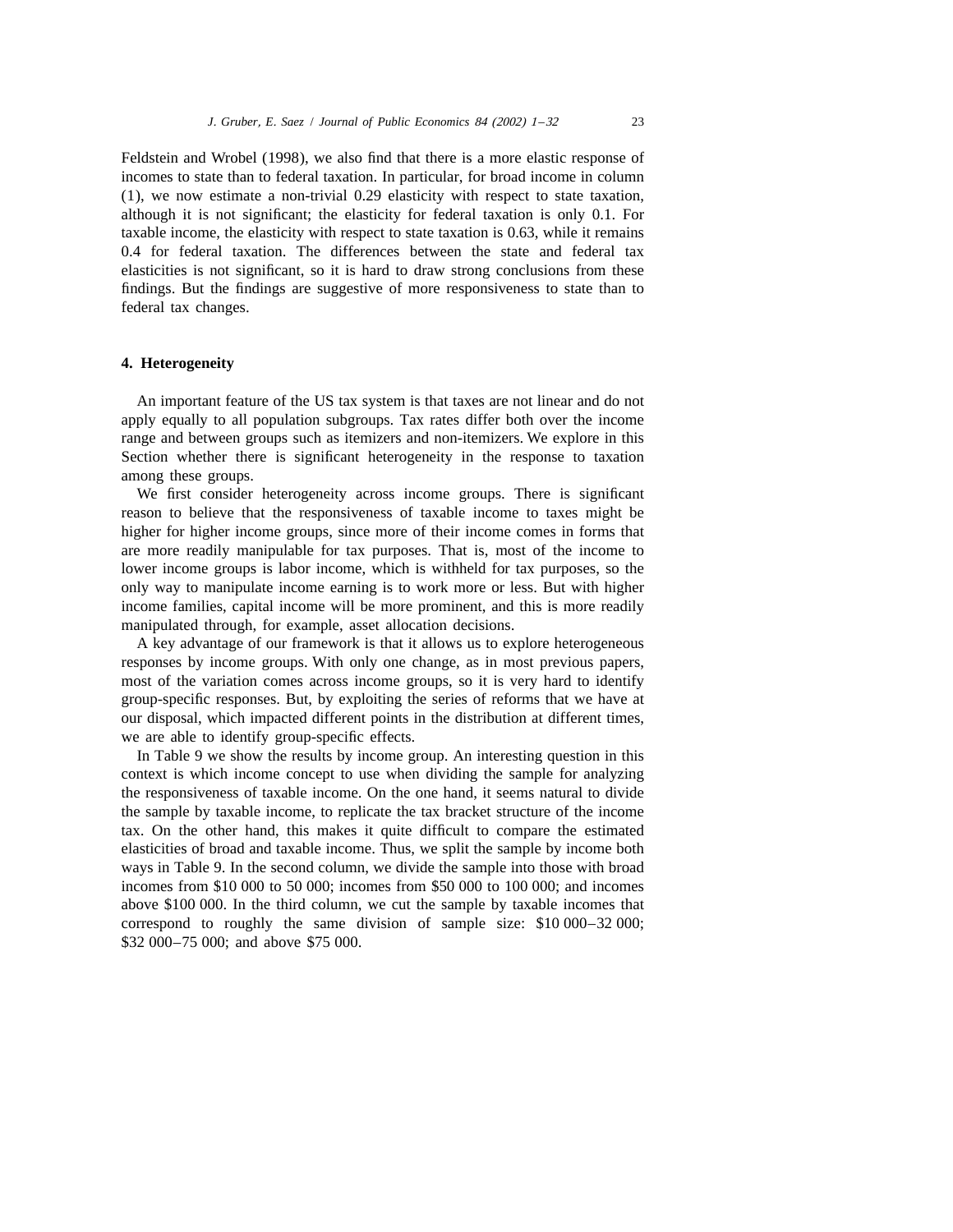Feldstein and Wrobel (1998), we also find that there is a more elastic response of incomes to state than to federal taxation. In particular, for broad income in column (1), we now estimate a non-trivial 0.29 elasticity with respect to state taxation, although it is not significant; the elasticity for federal taxation is only 0.1. For taxable income, the elasticity with respect to state taxation is 0.63, while it remains 0.4 for federal taxation. The differences between the state and federal tax elasticities is not significant, so it is hard to draw strong conclusions from these findings. But the findings are suggestive of more responsiveness to state than to federal tax changes.

## 4. Heterogeneity

An important feature of the US tax system is that taxes are not linear and do not apply equally to all population subgroups. Tax rates differ both over the income range and between groups such as itemizers and non-itemizers. We explore in this Section whether there is significant heterogeneity in the response to taxation among these groups.

We first consider heterogeneity across income groups. There is significant reason to believe that the responsiveness of taxable income to taxes might be higher for higher income groups, since more of their income comes in forms that are more readily manipulable for tax purposes. That is, most of the income to lower income groups is labor income, which is withheld for tax purposes, so the only way to manipulate income earning is to work more or less. But with higher income families, capital income will be more prominent, and this is more readily manipulated through, for example, asset allocation decisions.

A key advantage of our framework is that it allows us to explore heterogeneous responses by income groups. With only one change, as in most previous papers, most of the variation comes across income groups, so it is very hard to identify group-specific responses. But, by exploiting the series of reforms that we have at our disposal, which impacted different points in the distribution at different times, we are able to identify group-specific effects.

In Table 9 we show the results by income group. An interesting question in this context is which income concept to use when dividing the sample for analyzing the responsiveness of taxable income. On the one hand, it seems natural to divide the sample by taxable income, to replicate the tax bracket structure of the income tax. On the other hand, this makes it quite difficult to compare the estimated elasticities of broad and taxable income. Thus, we split the sample by income both ways in Table 9. In the second column, we divide the sample into those with broad incomes from \$10 000 to 50 000; incomes from \$50 000 to 100 000; and incomes above \$100 000. In the third column, we cut the sample by taxable incomes that correspond to roughly the same division of sample size: \$10 000–32 000; \$32 000–75 000; and above \$75 000.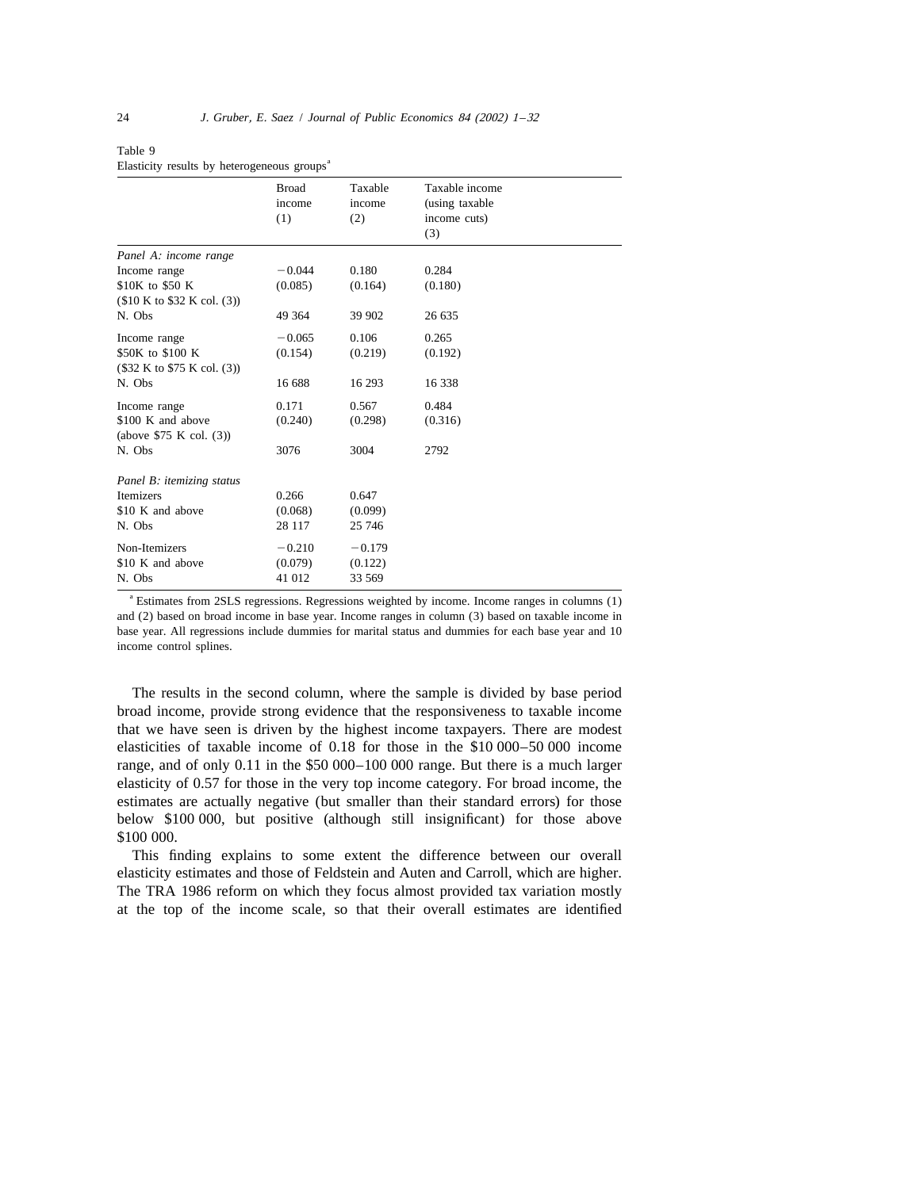Table 9
Elasticity results by heterogeneous groups[a]

| | Broad income (1) | Taxable income (2) | Taxable income (using taxable income cuts) (3) |
|---|---|---|---|
| *Panel A: income range* | | | |
| Income range | −0.044 | 0.180 | 0.284 |
| \$10K to \$50 K | (0.085) | (0.164) | (0.180) |
| (\$10 K to \$32 K col. (3)) | | | |
| N. Obs | 49 364 | 39 902 | 26 635 |
| Income range | −0.065 | 0.106 | 0.265 |
| \$50K to \$100 K | (0.154) | (0.219) | (0.192) |
| (\$32 K to \$75 K col. (3)) | | | |
| N. Obs | 16 688 | 16 293 | 16 338 |
| Income range | 0.171 | 0.567 | 0.484 |
| \$100 K and above | (0.240) | (0.298) | (0.316) |
| (above \$75 K col. (3)) | | | |
| N. Obs | 3076 | 3004 | 2792 |
| *Panel B: itemizing status* | | | |
| Itemizers | 0.266 | 0.647 | |
| \$10 K and above | (0.068) | (0.099) | |
| N. Obs | 28 117 | 25 746 | |
| Non-Itemizers | −0.210 | −0.179 | |
| \$10 K and above | (0.079) | (0.122) | |
| N. Obs | 41 012 | 33 569 | |

[a] Estimates from 2SLS regressions. Regressions weighted by income. Income ranges in columns (1) and (2) based on broad income in base year. Income ranges in column (3) based on taxable income in base year. All regressions include dummies for marital status and dummies for each base year and 10 income control splines.

The results in the second column, where the sample is divided by base period broad income, provide strong evidence that the responsiveness to taxable income that we have seen is driven by the highest income taxpayers. There are modest elasticities of taxable income of 0.18 for those in the \$10 000–50 000 income range, and of only 0.11 in the \$50 000–100 000 range. But there is a much larger elasticity of 0.57 for those in the very top income category. For broad income, the estimates are actually negative (but smaller than their standard errors) for those below \$100 000, but positive (although still insignificant) for those above \$100 000.

This finding explains to some extent the difference between our overall elasticity estimates and those of Feldstein and Auten and Carroll, which are higher. The TRA 1986 reform on which they focus almost provided tax variation mostly at the top of the income scale, so that their overall estimates are identified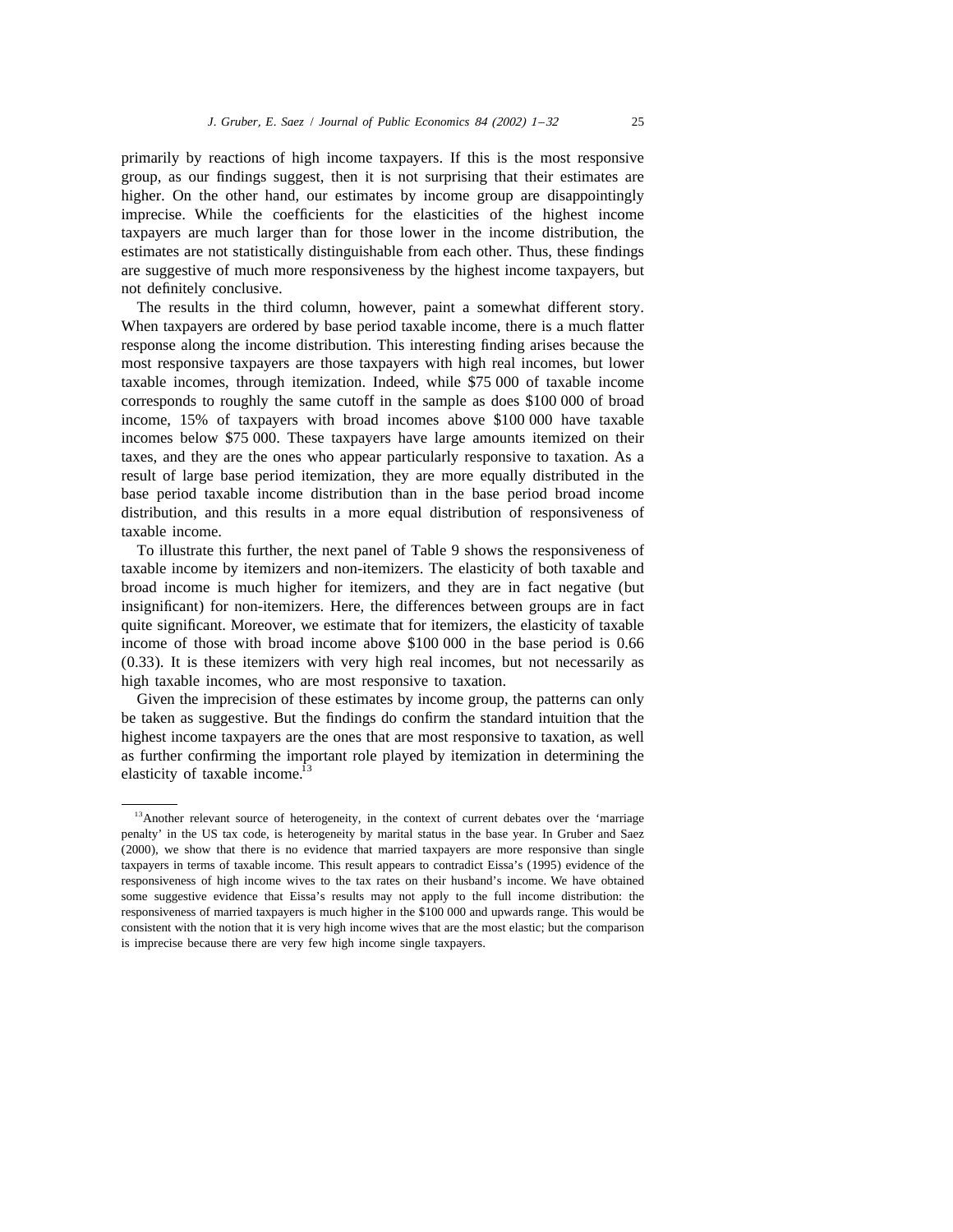primarily by reactions of high income taxpayers. If this is the most responsive group, as our findings suggest, then it is not surprising that their estimates are higher. On the other hand, our estimates by income group are disappointingly imprecise. While the coefficients for the elasticities of the highest income taxpayers are much larger than for those lower in the income distribution, the estimates are not statistically distinguishable from each other. Thus, these findings are suggestive of much more responsiveness by the highest income taxpayers, but not definitely conclusive.

The results in the third column, however, paint a somewhat different story. When taxpayers are ordered by base period taxable income, there is a much flatter response along the income distribution. This interesting finding arises because the most responsive taxpayers are those taxpayers with high real incomes, but lower taxable incomes, through itemization. Indeed, while \$75 000 of taxable income corresponds to roughly the same cutoff in the sample as does \$100 000 of broad income, 15% of taxpayers with broad incomes above \$100 000 have taxable incomes below \$75 000. These taxpayers have large amounts itemized on their taxes, and they are the ones who appear particularly responsive to taxation. As a result of large base period itemization, they are more equally distributed in the base period taxable income distribution than in the base period broad income distribution, and this results in a more equal distribution of responsiveness of taxable income.

To illustrate this further, the next panel of Table 9 shows the responsiveness of taxable income by itemizers and non-itemizers. The elasticity of both taxable and broad income is much higher for itemizers, and they are in fact negative (but insignificant) for non-itemizers. Here, the differences between groups are in fact quite significant. Moreover, we estimate that for itemizers, the elasticity of taxable income of those with broad income above \$100 000 in the base period is 0.66 (0.33). It is these itemizers with very high real incomes, but not necessarily as high taxable incomes, who are most responsive to taxation.

Given the imprecision of these estimates by income group, the patterns can only be taken as suggestive. But the findings do confirm the standard intuition that the highest income taxpayers are the ones that are most responsive to taxation, as well as further confirming the important role played by itemization in determining the elasticity of taxable income.[13]

[13] Another relevant source of heterogeneity, in the context of current debates over the 'marriage penalty' in the US tax code, is heterogeneity by marital status in the base year. In Gruber and Saez (2000), we show that there is no evidence that married taxpayers are more responsive than single taxpayers in terms of taxable income. This result appears to contradict Eissa's (1995) evidence of the responsiveness of high income wives to the tax rates on their husband's income. We have obtained some suggestive evidence that Eissa's results may not apply to the full income distribution: the responsiveness of married taxpayers is much higher in the \$100 000 and upwards range. This would be consistent with the notion that it is very high income wives that are the most elastic; but the comparison is imprecise because there are very few high income single taxpayers.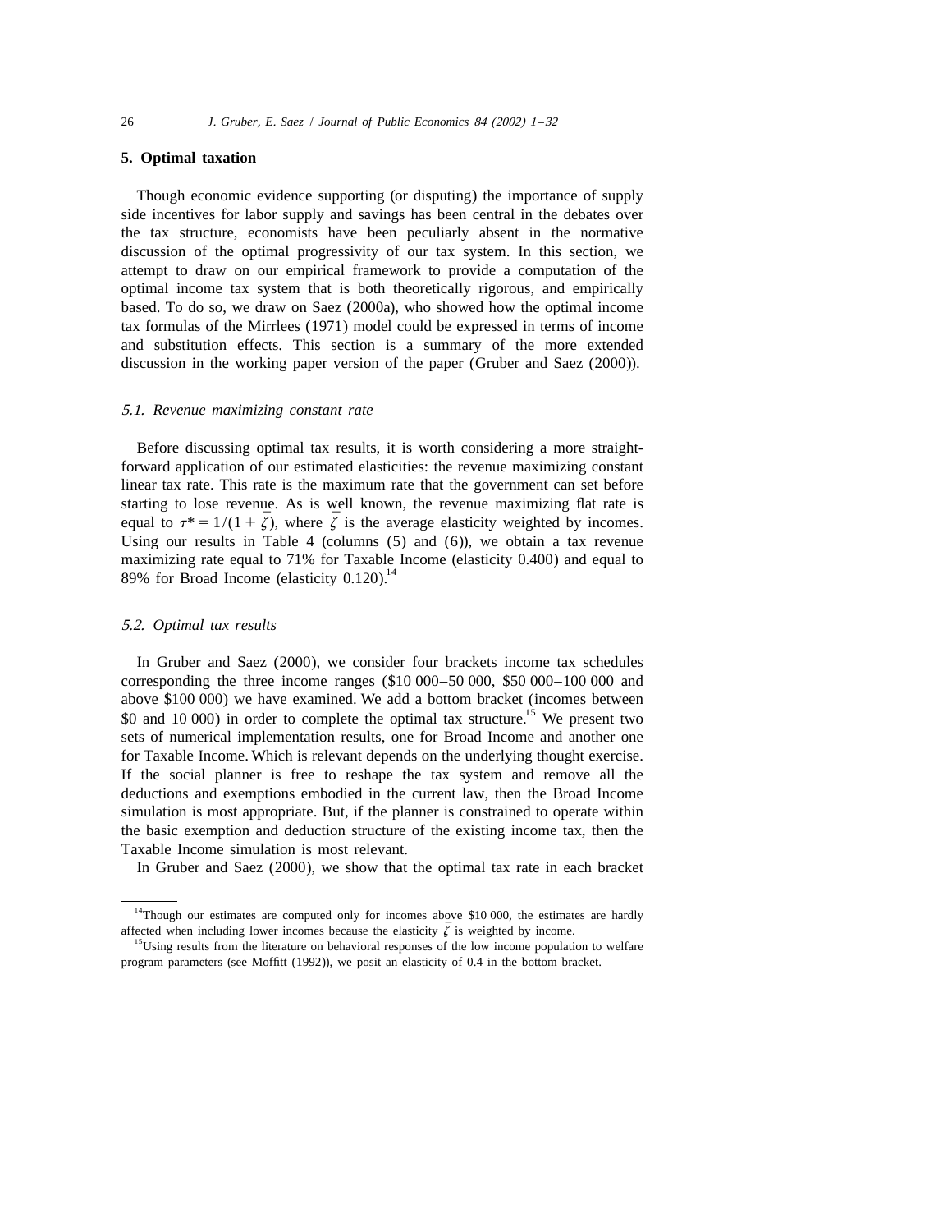## 5. Optimal taxation

Though economic evidence supporting (or disputing) the importance of supply side incentives for labor supply and savings has been central in the debates over the tax structure, economists have been peculiarly absent in the normative discussion of the optimal progressivity of our tax system. In this section, we attempt to draw on our empirical framework to provide a computation of the optimal income tax system that is both theoretically rigorous, and empirically based. To do so, we draw on Saez (2000a), who showed how the optimal income tax formulas of the Mirrlees (1971) model could be expressed in terms of income and substitution effects. This section is a summary of the more extended discussion in the working paper version of the paper (Gruber and Saez (2000)).

### *5.1. Revenue maximizing constant rate*

Before discussing optimal tax results, it is worth considering a more straightforward application of our estimated elasticities: the revenue maximizing constant linear tax rate. This rate is the maximum rate that the government can set before starting to lose revenue. As is well known, the revenue maximizing flat rate is equal to $\tau^* = 1/(1+\bar{\zeta})$, where $\bar{\zeta}$ is the average elasticity weighted by incomes. Using our results in Table 4 (columns (5) and (6)), we obtain a tax revenue maximizing rate equal to 71% for Taxable Income (elasticity 0.400) and equal to 89% for Broad Income (elasticity 0.120).[14]

### *5.2. Optimal tax results*

In Gruber and Saez (2000), we consider four brackets income tax schedules corresponding the three income ranges ($10 000–50 000, $50 000–100 000 and above $100 000) we have examined. We add a bottom bracket (incomes between $0 and 10 000) in order to complete the optimal tax structure.[15] We present two sets of numerical implementation results, one for Broad Income and another one for Taxable Income. Which is relevant depends on the underlying thought exercise. If the social planner is free to reshape the tax system and remove all the deductions and exemptions embodied in the current law, then the Broad Income simulation is most appropriate. But, if the planner is constrained to operate within the basic exemption and deduction structure of the existing income tax, then the Taxable Income simulation is most relevant.

In Gruber and Saez (2000), we show that the optimal tax rate in each bracket

[14] Though our estimates are computed only for incomes above $10 000, the estimates are hardly affected when including lower incomes because the elasticity $\bar{\zeta}$ is weighted by income.

[15] Using results from the literature on behavioral responses of the low income population to welfare program parameters (see Moffitt (1992)), we posit an elasticity of 0.4 in the bottom bracket.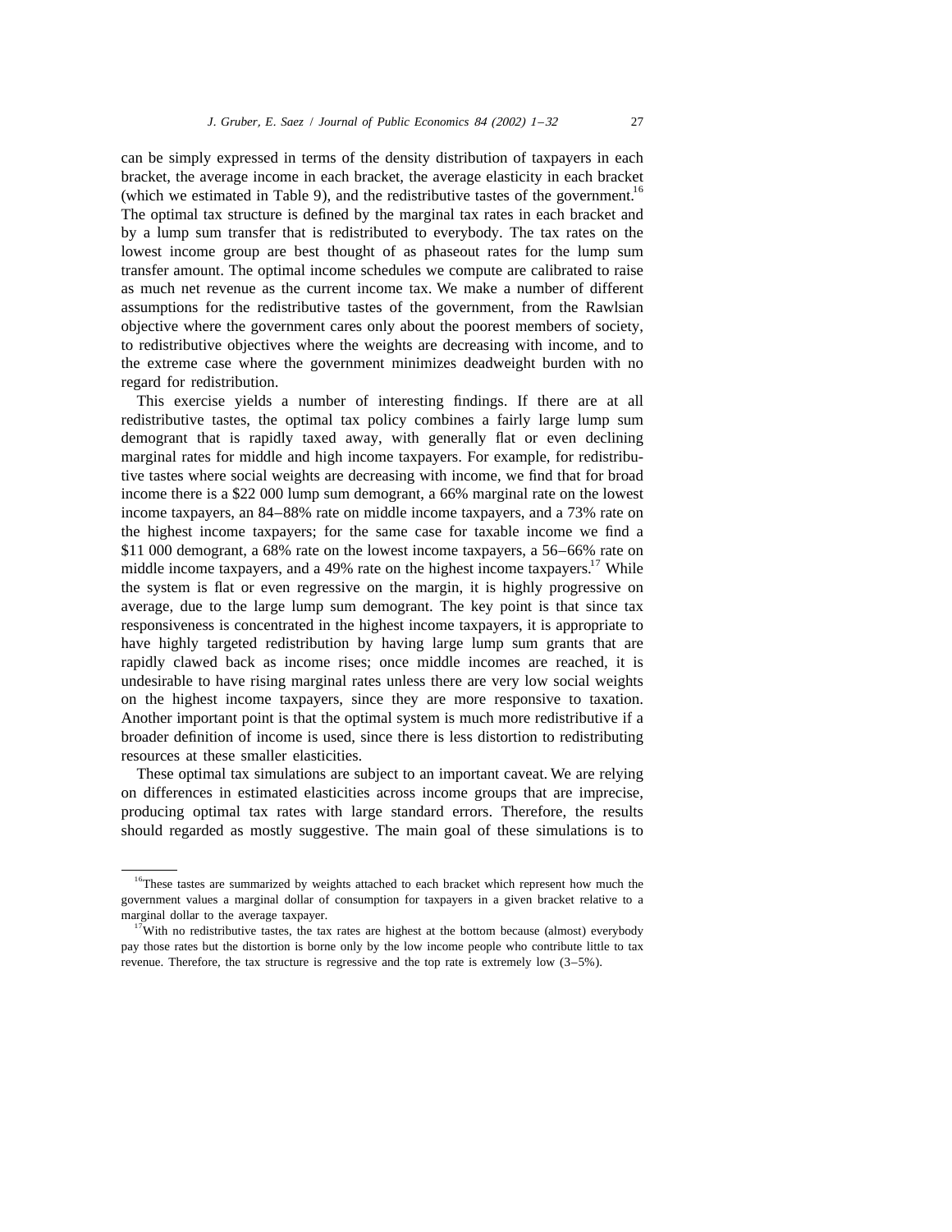can be simply expressed in terms of the density distribution of taxpayers in each bracket, the average income in each bracket, the average elasticity in each bracket (which we estimated in Table 9), and the redistributive tastes of the government.[16] The optimal tax structure is defined by the marginal tax rates in each bracket and by a lump sum transfer that is redistributed to everybody. The tax rates on the lowest income group are best thought of as phaseout rates for the lump sum transfer amount. The optimal income schedules we compute are calibrated to raise as much net revenue as the current income tax. We make a number of different assumptions for the redistributive tastes of the government, from the Rawlsian objective where the government cares only about the poorest members of society, to redistributive objectives where the weights are decreasing with income, and to the extreme case where the government minimizes deadweight burden with no regard for redistribution.

This exercise yields a number of interesting findings. If there are at all redistributive tastes, the optimal tax policy combines a fairly large lump sum demogrant that is rapidly taxed away, with generally flat or even declining marginal rates for middle and high income taxpayers. For example, for redistributive tastes where social weights are decreasing with income, we find that for broad income there is a \$22 000 lump sum demogrant, a 66% marginal rate on the lowest income taxpayers, an 84–88% rate on middle income taxpayers, and a 73% rate on the highest income taxpayers; for the same case for taxable income we find a \$11 000 demogrant, a 68% rate on the lowest income taxpayers, a 56–66% rate on middle income taxpayers, and a 49% rate on the highest income taxpayers.[17] While the system is flat or even regressive on the margin, it is highly progressive on average, due to the large lump sum demogrant. The key point is that since tax responsiveness is concentrated in the highest income taxpayers, it is appropriate to have highly targeted redistribution by having large lump sum grants that are rapidly clawed back as income rises; once middle incomes are reached, it is undesirable to have rising marginal rates unless there are very low social weights on the highest income taxpayers, since they are more responsive to taxation. Another important point is that the optimal system is much more redistributive if a broader definition of income is used, since there is less distortion to redistributing resources at these smaller elasticities.

These optimal tax simulations are subject to an important caveat. We are relying on differences in estimated elasticities across income groups that are imprecise, producing optimal tax rates with large standard errors. Therefore, the results should regarded as mostly suggestive. The main goal of these simulations is to

---

[16] These tastes are summarized by weights attached to each bracket which represent how much the government values a marginal dollar of consumption for taxpayers in a given bracket relative to a marginal dollar to the average taxpayer.

[17] With no redistributive tastes, the tax rates are highest at the bottom because (almost) everybody pay those rates but the distortion is borne only by the low income people who contribute little to tax revenue. Therefore, the tax structure is regressive and the top rate is extremely low (3–5%).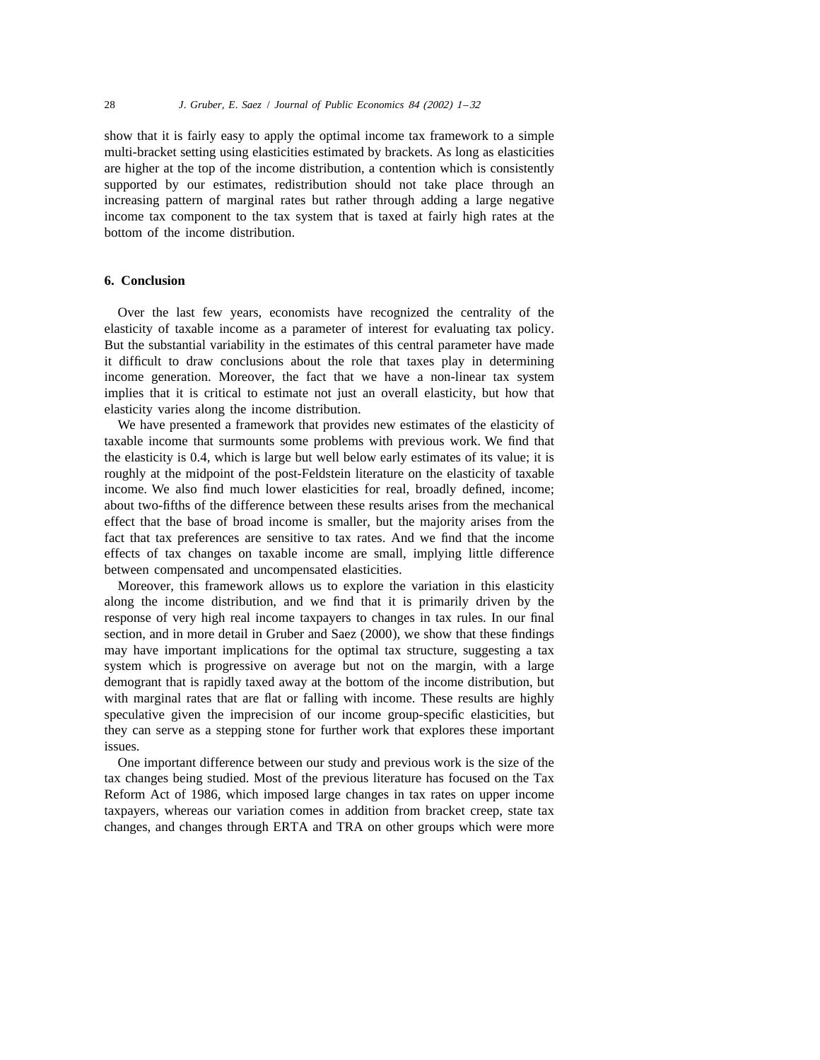show that it is fairly easy to apply the optimal income tax framework to a simple multi-bracket setting using elasticities estimated by brackets. As long as elasticities are higher at the top of the income distribution, a contention which is consistently supported by our estimates, redistribution should not take place through an increasing pattern of marginal rates but rather through adding a large negative income tax component to the tax system that is taxed at fairly high rates at the bottom of the income distribution.

## 6. Conclusion

Over the last few years, economists have recognized the centrality of the elasticity of taxable income as a parameter of interest for evaluating tax policy. But the substantial variability in the estimates of this central parameter have made it difficult to draw conclusions about the role that taxes play in determining income generation. Moreover, the fact that we have a non-linear tax system implies that it is critical to estimate not just an overall elasticity, but how that elasticity varies along the income distribution.

We have presented a framework that provides new estimates of the elasticity of taxable income that surmounts some problems with previous work. We find that the elasticity is 0.4, which is large but well below early estimates of its value; it is roughly at the midpoint of the post-Feldstein literature on the elasticity of taxable income. We also find much lower elasticities for real, broadly defined, income; about two-fifths of the difference between these results arises from the mechanical effect that the base of broad income is smaller, but the majority arises from the fact that tax preferences are sensitive to tax rates. And we find that the income effects of tax changes on taxable income are small, implying little difference between compensated and uncompensated elasticities.

Moreover, this framework allows us to explore the variation in this elasticity along the income distribution, and we find that it is primarily driven by the response of very high real income taxpayers to changes in tax rules. In our final section, and in more detail in Gruber and Saez (2000), we show that these findings may have important implications for the optimal tax structure, suggesting a tax system which is progressive on average but not on the margin, with a large demogrant that is rapidly taxed away at the bottom of the income distribution, but with marginal rates that are flat or falling with income. These results are highly speculative given the imprecision of our income group-specific elasticities, but they can serve as a stepping stone for further work that explores these important issues.

One important difference between our study and previous work is the size of the tax changes being studied. Most of the previous literature has focused on the Tax Reform Act of 1986, which imposed large changes in tax rates on upper income taxpayers, whereas our variation comes in addition from bracket creep, state tax changes, and changes through ERTA and TRA on other groups which were more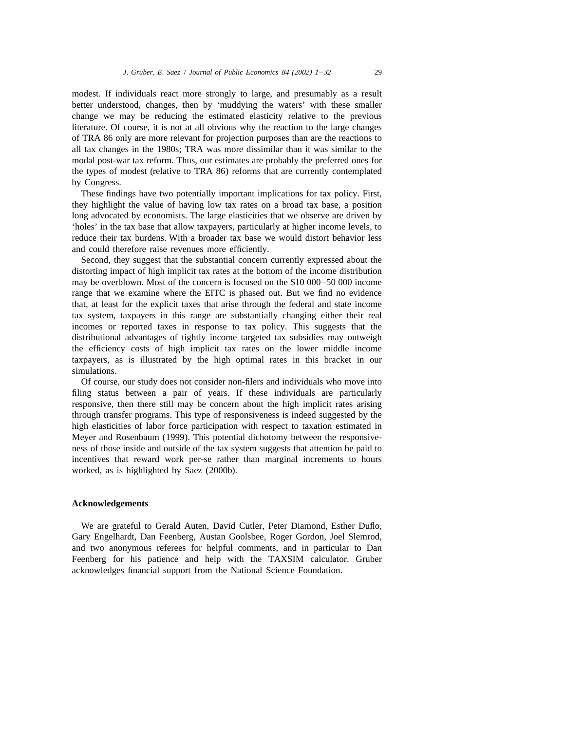modest. If individuals react more strongly to large, and presumably as a result better understood, changes, then by 'muddying the waters' with these smaller change we may be reducing the estimated elasticity relative to the previous literature. Of course, it is not at all obvious why the reaction to the large changes of TRA 86 only are more relevant for projection purposes than are the reactions to all tax changes in the 1980s; TRA was more dissimilar than it was similar to the modal post-war tax reform. Thus, our estimates are probably the preferred ones for the types of modest (relative to TRA 86) reforms that are currently contemplated by Congress.

These findings have two potentially important implications for tax policy. First, they highlight the value of having low tax rates on a broad tax base, a position long advocated by economists. The large elasticities that we observe are driven by 'holes' in the tax base that allow taxpayers, particularly at higher income levels, to reduce their tax burdens. With a broader tax base we would distort behavior less and could therefore raise revenues more efficiently.

Second, they suggest that the substantial concern currently expressed about the distorting impact of high implicit tax rates at the bottom of the income distribution may be overblown. Most of the concern is focused on the $10 000–50 000 income range that we examine where the EITC is phased out. But we find no evidence that, at least for the explicit taxes that arise through the federal and state income tax system, taxpayers in this range are substantially changing either their real incomes or reported taxes in response to tax policy. This suggests that the distributional advantages of tightly income targeted tax subsidies may outweigh the efficiency costs of high implicit tax rates on the lower middle income taxpayers, as is illustrated by the high optimal rates in this bracket in our simulations.

Of course, our study does not consider non-filers and individuals who move into filing status between a pair of years. If these individuals are particularly responsive, then there still may be concern about the high implicit rates arising through transfer programs. This type of responsiveness is indeed suggested by the high elasticities of labor force participation with respect to taxation estimated in Meyer and Rosenbaum (1999). This potential dichotomy between the responsiveness of those inside and outside of the tax system suggests that attention be paid to incentives that reward work per-se rather than marginal increments to hours worked, as is highlighted by Saez (2000b).

## Acknowledgements

We are grateful to Gerald Auten, David Cutler, Peter Diamond, Esther Duflo, Gary Engelhardt, Dan Feenberg, Austan Goolsbee, Roger Gordon, Joel Slemrod, and two anonymous referees for helpful comments, and in particular to Dan Feenberg for his patience and help with the TAXSIM calculator. Gruber acknowledges financial support from the National Science Foundation.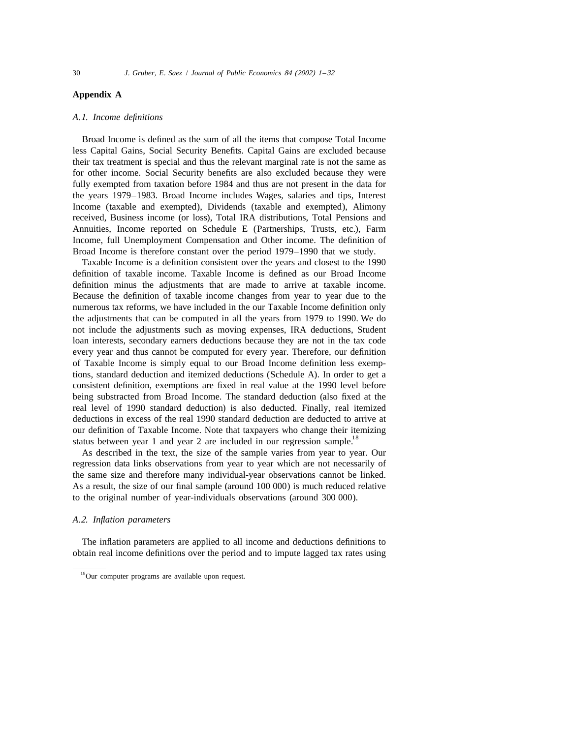## Appendix A

### *A.1. Income definitions*

Broad Income is defined as the sum of all the items that compose Total Income less Capital Gains, Social Security Benefits. Capital Gains are excluded because their tax treatment is special and thus the relevant marginal rate is not the same as for other income. Social Security benefits are also excluded because they were fully exempted from taxation before 1984 and thus are not present in the data for the years 1979–1983. Broad Income includes Wages, salaries and tips, Interest Income (taxable and exempted), Dividends (taxable and exempted), Alimony received, Business income (or loss), Total IRA distributions, Total Pensions and Annuities, Income reported on Schedule E (Partnerships, Trusts, etc.), Farm Income, full Unemployment Compensation and Other income. The definition of Broad Income is therefore constant over the period 1979–1990 that we study.

Taxable Income is a definition consistent over the years and closest to the 1990 definition of taxable income. Taxable Income is defined as our Broad Income definition minus the adjustments that are made to arrive at taxable income. Because the definition of taxable income changes from year to year due to the numerous tax reforms, we have included in the our Taxable Income definition only the adjustments that can be computed in all the years from 1979 to 1990. We do not include the adjustments such as moving expenses, IRA deductions, Student loan interests, secondary earners deductions because they are not in the tax code every year and thus cannot be computed for every year. Therefore, our definition of Taxable Income is simply equal to our Broad Income definition less exemptions, standard deduction and itemized deductions (Schedule A). In order to get a consistent definition, exemptions are fixed in real value at the 1990 level before being substracted from Broad Income. The standard deduction (also fixed at the real level of 1990 standard deduction) is also deducted. Finally, real itemized deductions in excess of the real 1990 standard deduction are deducted to arrive at our definition of Taxable Income. Note that taxpayers who change their itemizing status between year 1 and year 2 are included in our regression sample.[18]

As described in the text, the size of the sample varies from year to year. Our regression data links observations from year to year which are not necessarily of the same size and therefore many individual-year observations cannot be linked. As a result, the size of our final sample (around 100 000) is much reduced relative to the original number of year-individuals observations (around 300 000).

### *A.2. Inflation parameters*

The inflation parameters are applied to all income and deductions definitions to obtain real income definitions over the period and to impute lagged tax rates using

[18] Our computer programs are available upon request.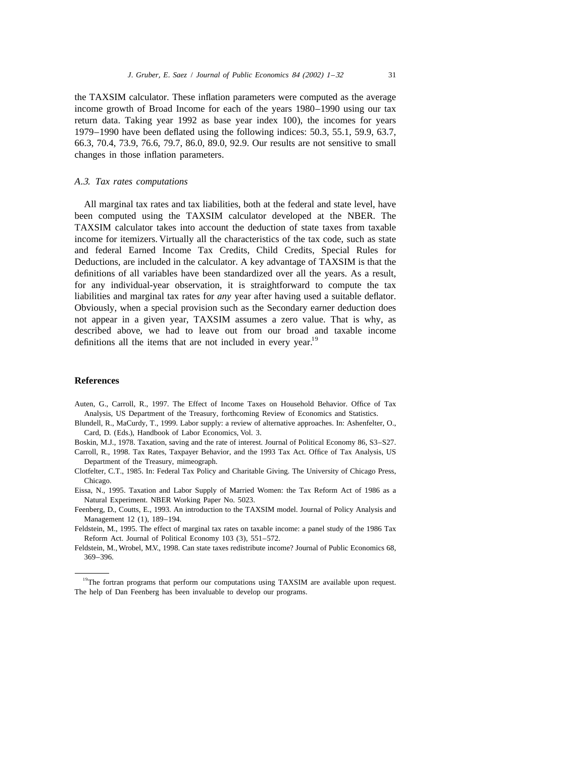the TAXSIM calculator. These inflation parameters were computed as the average income growth of Broad Income for each of the years 1980–1990 using our tax return data. Taking year 1992 as base year index 100), the incomes for years 1979–1990 have been deflated using the following indices: 50.3, 55.1, 59.9, 63.7, 66.3, 70.4, 73.9, 76.6, 79.7, 86.0, 89.0, 92.9. Our results are not sensitive to small changes in those inflation parameters.

### *A.3. Tax rates computations*

All marginal tax rates and tax liabilities, both at the federal and state level, have been computed using the TAXSIM calculator developed at the NBER. The TAXSIM calculator takes into account the deduction of state taxes from taxable income for itemizers. Virtually all the characteristics of the tax code, such as state and federal Earned Income Tax Credits, Child Credits, Special Rules for Deductions, are included in the calculator. A key advantage of TAXSIM is that the definitions of all variables have been standardized over all the years. As a result, for any individual-year observation, it is straightforward to compute the tax liabilities and marginal tax rates for *any* year after having used a suitable deflator. Obviously, when a special provision such as the Secondary earner deduction does not appear in a given year, TAXSIM assumes a zero value. That is why, as described above, we had to leave out from our broad and taxable income definitions all the items that are not included in every year.[19]

## References

Auten, G., Carroll, R., 1997. The Effect of Income Taxes on Household Behavior. Office of Tax Analysis, US Department of the Treasury, forthcoming Review of Economics and Statistics.

Blundell, R., MaCurdy, T., 1999. Labor supply: a review of alternative approaches. In: Ashenfelter, O., Card, D. (Eds.), Handbook of Labor Economics, Vol. 3.

Boskin, M.J., 1978. Taxation, saving and the rate of interest. Journal of Political Economy 86, S3–S27.

Carroll, R., 1998. Tax Rates, Taxpayer Behavior, and the 1993 Tax Act. Office of Tax Analysis, US Department of the Treasury, mimeograph.

Clotfelter, C.T., 1985. In: Federal Tax Policy and Charitable Giving. The University of Chicago Press, Chicago.

Eissa, N., 1995. Taxation and Labor Supply of Married Women: the Tax Reform Act of 1986 as a Natural Experiment. NBER Working Paper No. 5023.

Feenberg, D., Coutts, E., 1993. An introduction to the TAXSIM model. Journal of Policy Analysis and Management 12 (1), 189–194.

Feldstein, M., 1995. The effect of marginal tax rates on taxable income: a panel study of the 1986 Tax Reform Act. Journal of Political Economy 103 (3), 551–572.

Feldstein, M., Wrobel, M.V., 1998. Can state taxes redistribute income? Journal of Public Economics 68, 369–396.

---

[19]The fortran programs that perform our computations using TAXSIM are available upon request. The help of Dan Feenberg has been invaluable to develop our programs.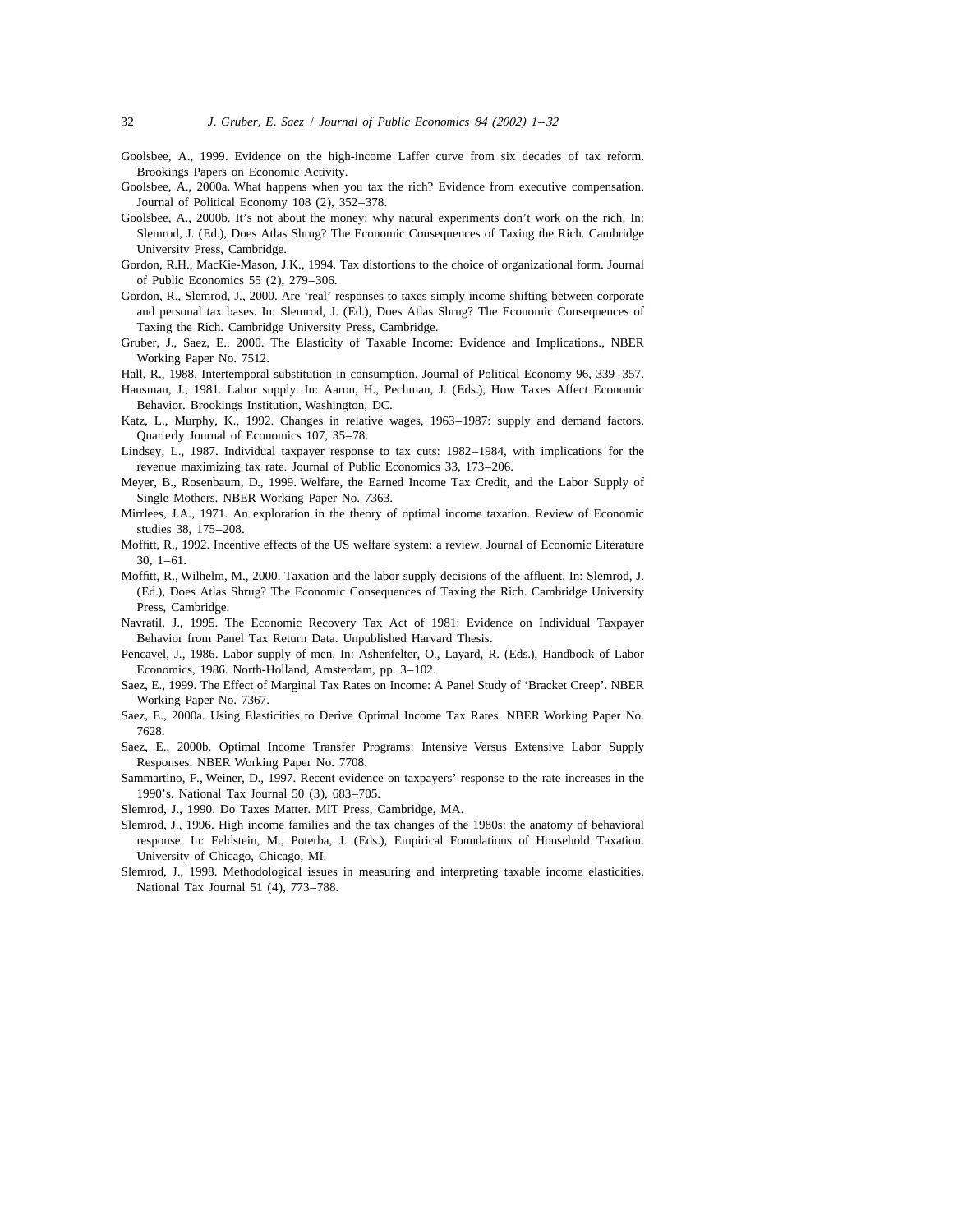Goolsbee, A., 1999. Evidence on the high-income Laffer curve from six decades of tax reform. Brookings Papers on Economic Activity.

Goolsbee, A., 2000a. What happens when you tax the rich? Evidence from executive compensation. Journal of Political Economy 108 (2), 352–378.

Goolsbee, A., 2000b. It's not about the money: why natural experiments don't work on the rich. In: Slemrod, J. (Ed.), Does Atlas Shrug? The Economic Consequences of Taxing the Rich. Cambridge University Press, Cambridge.

Gordon, R.H., MacKie-Mason, J.K., 1994. Tax distortions to the choice of organizational form. Journal of Public Economics 55 (2), 279–306.

Gordon, R., Slemrod, J., 2000. Are 'real' responses to taxes simply income shifting between corporate and personal tax bases. In: Slemrod, J. (Ed.), Does Atlas Shrug? The Economic Consequences of Taxing the Rich. Cambridge University Press, Cambridge.

Gruber, J., Saez, E., 2000. The Elasticity of Taxable Income: Evidence and Implications., NBER Working Paper No. 7512.

Hall, R., 1988. Intertemporal substitution in consumption. Journal of Political Economy 96, 339–357.

Hausman, J., 1981. Labor supply. In: Aaron, H., Pechman, J. (Eds.), How Taxes Affect Economic Behavior. Brookings Institution, Washington, DC.

Katz, L., Murphy, K., 1992. Changes in relative wages, 1963–1987: supply and demand factors. Quarterly Journal of Economics 107, 35–78.

Lindsey, L., 1987. Individual taxpayer response to tax cuts: 1982–1984, with implications for the revenue maximizing tax rate. Journal of Public Economics 33, 173–206.

Meyer, B., Rosenbaum, D., 1999. Welfare, the Earned Income Tax Credit, and the Labor Supply of Single Mothers. NBER Working Paper No. 7363.

Mirrlees, J.A., 1971. An exploration in the theory of optimal income taxation. Review of Economic studies 38, 175–208.

Moffitt, R., 1992. Incentive effects of the US welfare system: a review. Journal of Economic Literature 30, 1–61.

Moffitt, R., Wilhelm, M., 2000. Taxation and the labor supply decisions of the affluent. In: Slemrod, J. (Ed.), Does Atlas Shrug? The Economic Consequences of Taxing the Rich. Cambridge University Press, Cambridge.

Navratil, J., 1995. The Economic Recovery Tax Act of 1981: Evidence on Individual Taxpayer Behavior from Panel Tax Return Data. Unpublished Harvard Thesis.

Pencavel, J., 1986. Labor supply of men. In: Ashenfelter, O., Layard, R. (Eds.), Handbook of Labor Economics, 1986. North-Holland, Amsterdam, pp. 3–102.

Saez, E., 1999. The Effect of Marginal Tax Rates on Income: A Panel Study of 'Bracket Creep'. NBER Working Paper No. 7367.

Saez, E., 2000a. Using Elasticities to Derive Optimal Income Tax Rates. NBER Working Paper No. 7628.

Saez, E., 2000b. Optimal Income Transfer Programs: Intensive Versus Extensive Labor Supply Responses. NBER Working Paper No. 7708.

Sammartino, F., Weiner, D., 1997. Recent evidence on taxpayers' response to the rate increases in the 1990's. National Tax Journal 50 (3), 683–705.

Slemrod, J., 1990. Do Taxes Matter. MIT Press, Cambridge, MA.

Slemrod, J., 1996. High income families and the tax changes of the 1980s: the anatomy of behavioral response. In: Feldstein, M., Poterba, J. (Eds.), Empirical Foundations of Household Taxation. University of Chicago, Chicago, MI.

Slemrod, J., 1998. Methodological issues in measuring and interpreting taxable income elasticities. National Tax Journal 51 (4), 773–788.